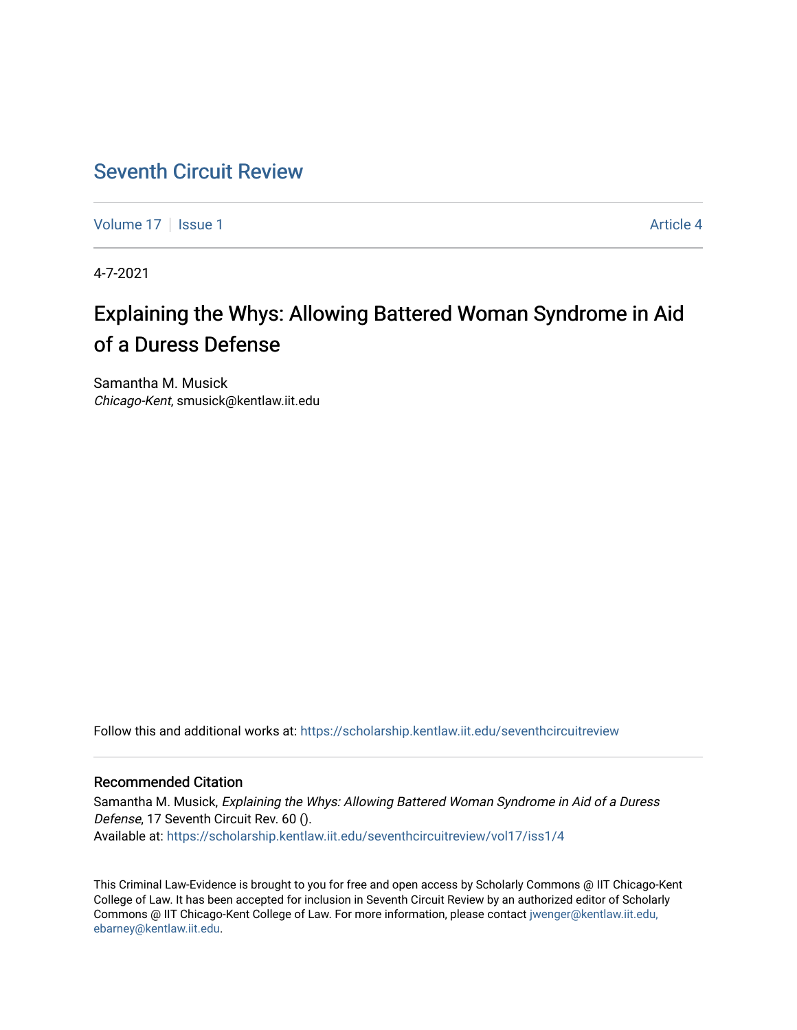# Seventh Circuit Review

Volume 17 | Issue 1 | Article 4

4-7-2021

## Explaining the Whys: Allowing Battered Woman Syndrome in Aid of a Duress Defense

Samantha M. Musick
*Chicago-Kent*, smusick@kentlaw.iit.edu

Follow this and additional works at: https://scholarship.kentlaw.iit.edu/seventhcircuitreview

### Recommended Citation

Samantha M. Musick, *Explaining the Whys: Allowing Battered Woman Syndrome in Aid of a Duress Defense*, 17 Seventh Circuit Rev. 60 ().
Available at: https://scholarship.kentlaw.iit.edu/seventhcircuitreview/vol17/iss1/4

This Criminal Law-Evidence is brought to you for free and open access by Scholarly Commons @ IIT Chicago-Kent College of Law. It has been accepted for inclusion in Seventh Circuit Review by an authorized editor of Scholarly Commons @ IIT Chicago-Kent College of Law. For more information, please contact jwenger@kentlaw.iit.edu, ebarney@kentlaw.iit.edu.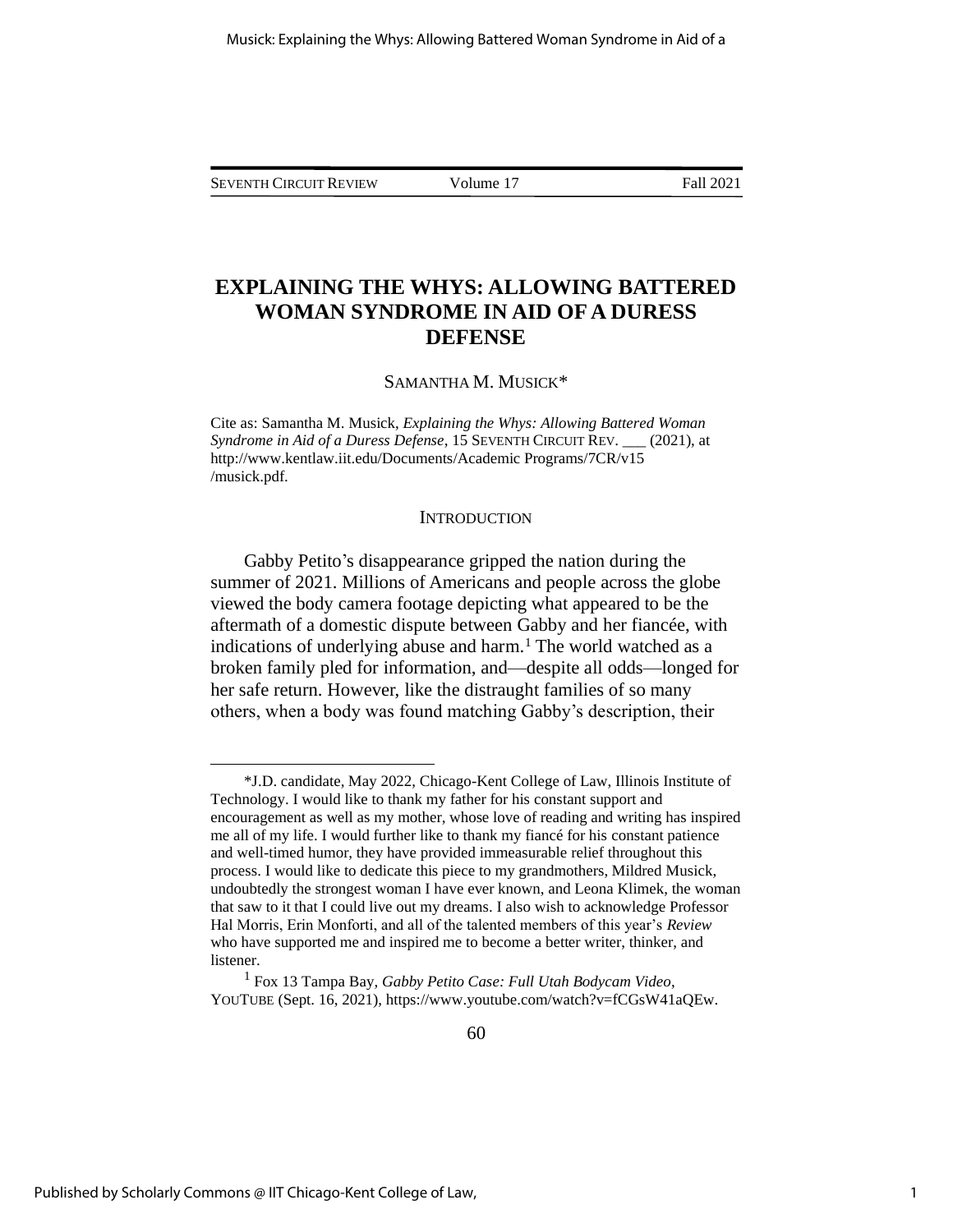# EXPLAINING THE WHYS: ALLOWING BATTERED WOMAN SYNDROME IN AID OF A DURESS DEFENSE

SAMANTHA M. MUSICK*

Cite as: Samantha M. Musick, *Explaining the Whys: Allowing Battered Woman Syndrome in Aid of a Duress Defense*, 15 SEVENTH CIRCUIT REV. ___ (2021), at http://www.kentlaw.iit.edu/Documents/Academic Programs/7CR/v15 /musick.pdf.

## INTRODUCTION

Gabby Petito's disappearance gripped the nation during the summer of 2021. Millions of Americans and people across the globe viewed the body camera footage depicting what appeared to be the aftermath of a domestic dispute between Gabby and her fiancée, with indications of underlying abuse and harm.[1] The world watched as a broken family pled for information, and—despite all odds—longed for her safe return. However, like the distraught families of so many others, when a body was found matching Gabby's description, their

---

*J.D. candidate, May 2022, Chicago-Kent College of Law, Illinois Institute of Technology. I would like to thank my father for his constant support and encouragement as well as my mother, whose love of reading and writing has inspired me all of my life. I would further like to thank my fiancé for his constant patience and well-timed humor, they have provided immeasurable relief throughout this process. I would like to dedicate this piece to my grandmothers, Mildred Musick, undoubtedly the strongest woman I have ever known, and Leona Klimek, the woman that saw to it that I could live out my dreams. I also wish to acknowledge Professor Hal Morris, Erin Monforti, and all of the talented members of this year's *Review* who have supported me and inspired me to become a better writer, thinker, and listener.

[1] Fox 13 Tampa Bay, *Gabby Petito Case: Full Utah Bodycam Video*, YOUTUBE (Sept. 16, 2021), https://www.youtube.com/watch?v=fCGsW41aQEw.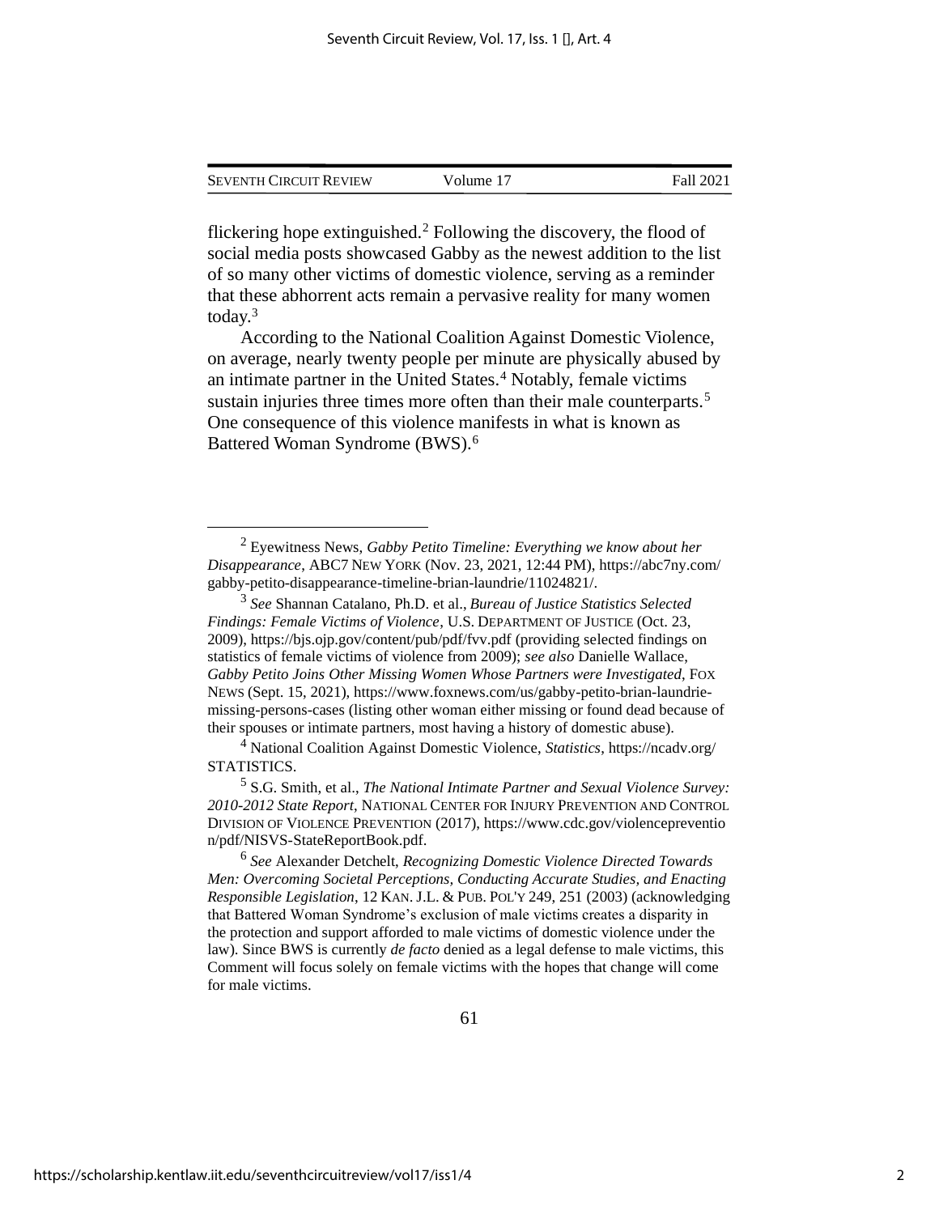flickering hope extinguished.[2] Following the discovery, the flood of social media posts showcased Gabby as the newest addition to the list of so many other victims of domestic violence, serving as a reminder that these abhorrent acts remain a pervasive reality for many women today.[3]

According to the National Coalition Against Domestic Violence, on average, nearly twenty people per minute are physically abused by an intimate partner in the United States.[4] Notably, female victims sustain injuries three times more often than their male counterparts.[5] One consequence of this violence manifests in what is known as Battered Woman Syndrome (BWS).[6]

---

[2] Eyewitness News, *Gabby Petito Timeline: Everything we know about her Disappearance*, ABC7 NEW YORK (Nov. 23, 2021, 12:44 PM), https://abc7ny.com/gabby-petito-disappearance-timeline-brian-laundrie/11024821/.

[3] *See* Shannan Catalano, Ph.D. et al., *Bureau of Justice Statistics Selected Findings: Female Victims of Violence*, U.S. DEPARTMENT OF JUSTICE (Oct. 23, 2009), https://bjs.ojp.gov/content/pub/pdf/fvv.pdf (providing selected findings on statistics of female victims of violence from 2009); *see also* Danielle Wallace, *Gabby Petito Joins Other Missing Women Whose Partners were Investigated*, FOX NEWS (Sept. 15, 2021), https://www.foxnews.com/us/gabby-petito-brian-laundrie-missing-persons-cases (listing other woman either missing or found dead because of their spouses or intimate partners, most having a history of domestic abuse).

[4] National Coalition Against Domestic Violence, *Statistics*, https://ncadv.org/STATISTICS.

[5] S.G. Smith, et al., *The National Intimate Partner and Sexual Violence Survey: 2010-2012 State Report*, NATIONAL CENTER FOR INJURY PREVENTION AND CONTROL DIVISION OF VIOLENCE PREVENTION (2017), https://www.cdc.gov/violenceprevention/pdf/NISVS-StateReportBook.pdf.

[6] *See* Alexander Detchelt, *Recognizing Domestic Violence Directed Towards Men: Overcoming Societal Perceptions, Conducting Accurate Studies, and Enacting Responsible Legislation*, 12 KAN. J.L. & PUB. POL'Y 249, 251 (2003) (acknowledging that Battered Woman Syndrome's exclusion of male victims creates a disparity in the protection and support afforded to male victims of domestic violence under the law). Since BWS is currently *de facto* denied as a legal defense to male victims, this Comment will focus solely on female victims with the hopes that change will come for male victims.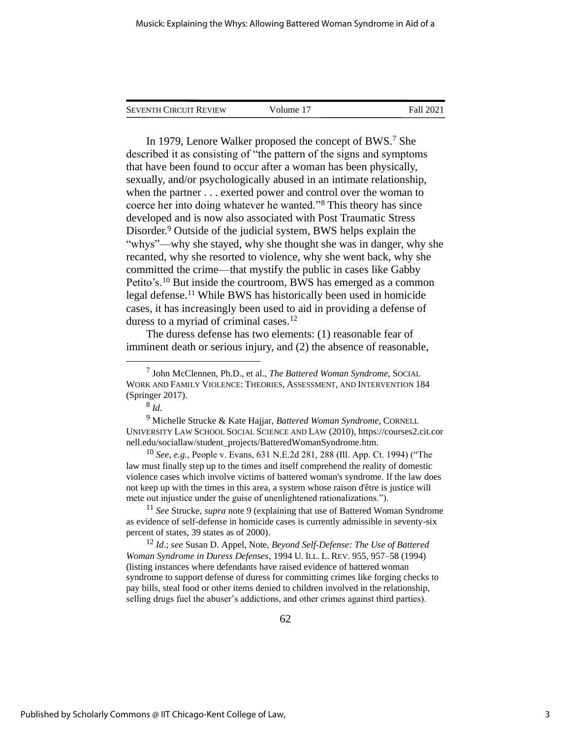In 1979, Lenore Walker proposed the concept of BWS.[7] She described it as consisting of "the pattern of the signs and symptoms that have been found to occur after a woman has been physically, sexually, and/or psychologically abused in an intimate relationship, when the partner . . . exerted power and control over the woman to coerce her into doing whatever he wanted."[8] This theory has since developed and is now also associated with Post Traumatic Stress Disorder.[9] Outside of the judicial system, BWS helps explain the "whys"—why she stayed, why she thought she was in danger, why she recanted, why she resorted to violence, why she went back, why she committed the crime—that mystify the public in cases like Gabby Petito's.[10] But inside the courtroom, BWS has emerged as a common legal defense.[11] While BWS has historically been used in homicide cases, it has increasingly been used to aid in providing a defense of duress to a myriad of criminal cases.[12]

The duress defense has two elements: (1) reasonable fear of imminent death or serious injury, and (2) the absence of reasonable,

---

[7] John McClennen, Ph.D., et al., *The Battered Woman Syndrome*, SOCIAL WORK AND FAMILY VIOLENCE: THEORIES, ASSESSMENT, AND INTERVENTION 184 (Springer 2017).

[8] *Id*.

[9] Michelle Strucke & Kate Hajjar, *Battered Woman Syndrome*, CORNELL UNIVERSITY LAW SCHOOL SOCIAL SCIENCE AND LAW (2010), https://courses2.cit.cornell.edu/sociallaw/student_projects/BatteredWomanSyndrome.htm.

[10] *See, e.g.*, People v. Evans, 631 N.E.2d 281, 288 (Ill. App. Ct. 1994) ("The law must finally step up to the times and itself comprehend the reality of domestic violence cases which involve victims of battered woman's syndrome. If the law does not keep up with the times in this area, a system whose raison d'être is justice will mete out injustice under the guise of unenlightened rationalizations.").

[11] *See* Strucke, *supra* note 9 (explaining that use of Battered Woman Syndrome as evidence of self-defense in homicide cases is currently admissible in seventy-six percent of states, 39 states as of 2000).

[12] *Id*.; *see* Susan D. Appel, Note, *Beyond Self-Defense: The Use of Battered Woman Syndrome in Duress Defenses*, 1994 U. ILL. L. REV. 955, 957–58 (1994) (listing instances where defendants have raised evidence of battered woman syndrome to support defense of duress for committing crimes like forging checks to pay bills, steal food or other items denied to children involved in the relationship, selling drugs fuel the abuser's addictions, and other crimes against third parties).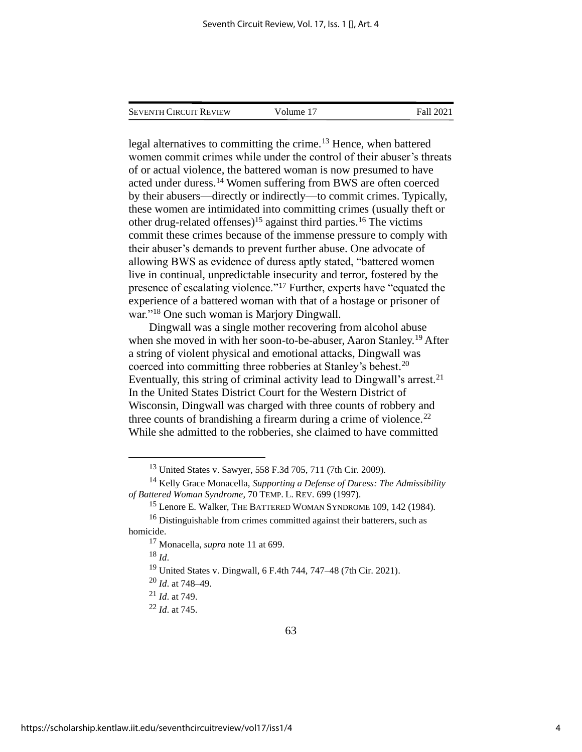legal alternatives to committing the crime.[13] Hence, when battered women commit crimes while under the control of their abuser's threats of or actual violence, the battered woman is now presumed to have acted under duress.[14] Women suffering from BWS are often coerced by their abusers—directly or indirectly—to commit crimes. Typically, these women are intimidated into committing crimes (usually theft or other drug-related offenses)[15] against third parties.[16] The victims commit these crimes because of the immense pressure to comply with their abuser's demands to prevent further abuse. One advocate of allowing BWS as evidence of duress aptly stated, "battered women live in continual, unpredictable insecurity and terror, fostered by the presence of escalating violence."[17] Further, experts have "equated the experience of a battered woman with that of a hostage or prisoner of war."[18] One such woman is Marjory Dingwall.

Dingwall was a single mother recovering from alcohol abuse when she moved in with her soon-to-be-abuser, Aaron Stanley.[19] After a string of violent physical and emotional attacks, Dingwall was coerced into committing three robberies at Stanley's behest.[20] Eventually, this string of criminal activity lead to Dingwall's arrest.[21] In the United States District Court for the Western District of Wisconsin, Dingwall was charged with three counts of robbery and three counts of brandishing a firearm during a crime of violence.[22] While she admitted to the robberies, she claimed to have committed

---

[13] United States v. Sawyer, 558 F.3d 705, 711 (7th Cir. 2009).

[14] Kelly Grace Monacella, *Supporting a Defense of Duress: The Admissibility of Battered Woman Syndrome*, 70 TEMP. L. REV. 699 (1997).

[15] Lenore E. Walker, THE BATTERED WOMAN SYNDROME 109, 142 (1984).

[16] Distinguishable from crimes committed against their batterers, such as homicide.

[17] Monacella, *supra* note 11 at 699.

[18] *Id*.

[19] United States v. Dingwall, 6 F.4th 744, 747–48 (7th Cir. 2021).

[20] *Id*. at 748–49.

[21] *Id*. at 749.

[22] *Id*. at 745.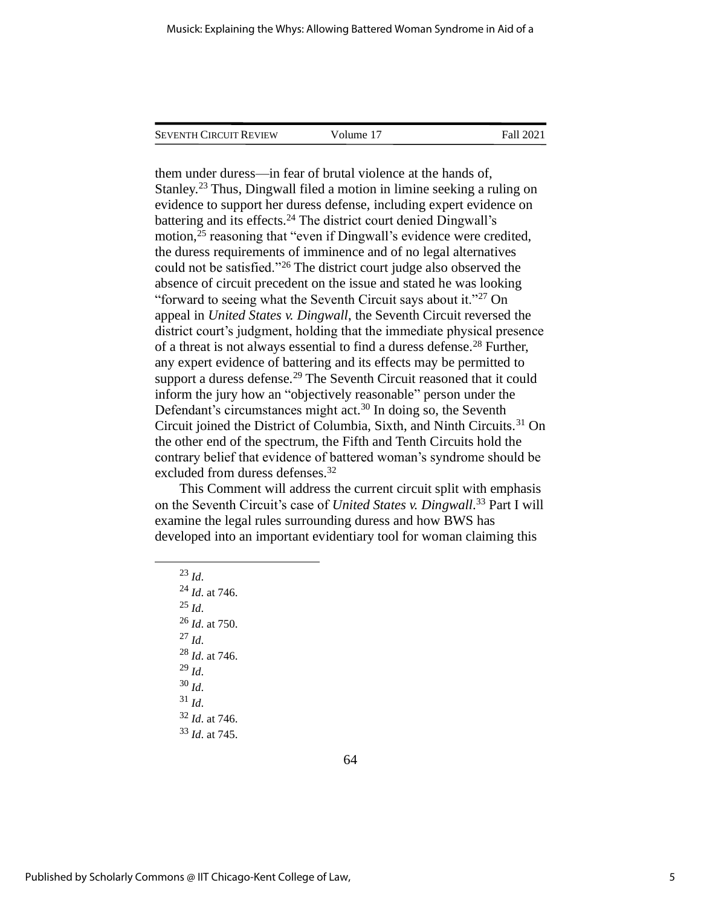them under duress—in fear of brutal violence at the hands of, Stanley.[23] Thus, Dingwall filed a motion in limine seeking a ruling on evidence to support her duress defense, including expert evidence on battering and its effects.[24] The district court denied Dingwall's motion,[25] reasoning that "even if Dingwall's evidence were credited, the duress requirements of imminence and of no legal alternatives could not be satisfied."[26] The district court judge also observed the absence of circuit precedent on the issue and stated he was looking "forward to seeing what the Seventh Circuit says about it."[27] On appeal in *United States v. Dingwall*, the Seventh Circuit reversed the district court's judgment, holding that the immediate physical presence of a threat is not always essential to find a duress defense.[28] Further, any expert evidence of battering and its effects may be permitted to support a duress defense.[29] The Seventh Circuit reasoned that it could inform the jury how an "objectively reasonable" person under the Defendant's circumstances might act.[30] In doing so, the Seventh Circuit joined the District of Columbia, Sixth, and Ninth Circuits.[31] On the other end of the spectrum, the Fifth and Tenth Circuits hold the contrary belief that evidence of battered woman's syndrome should be excluded from duress defenses.[32]

This Comment will address the current circuit split with emphasis on the Seventh Circuit's case of *United States v. Dingwall*.[33] Part I will examine the legal rules surrounding duress and how BWS has developed into an important evidentiary tool for woman claiming this

---

[23] *Id*.
[24] *Id*. at 746.
[25] *Id*.
[26] *Id*. at 750.
[27] *Id*.
[28] *Id*. at 746.
[29] *Id*.
[30] *Id*.
[31] *Id*.
[32] *Id*. at 746.
[33] *Id*. at 745.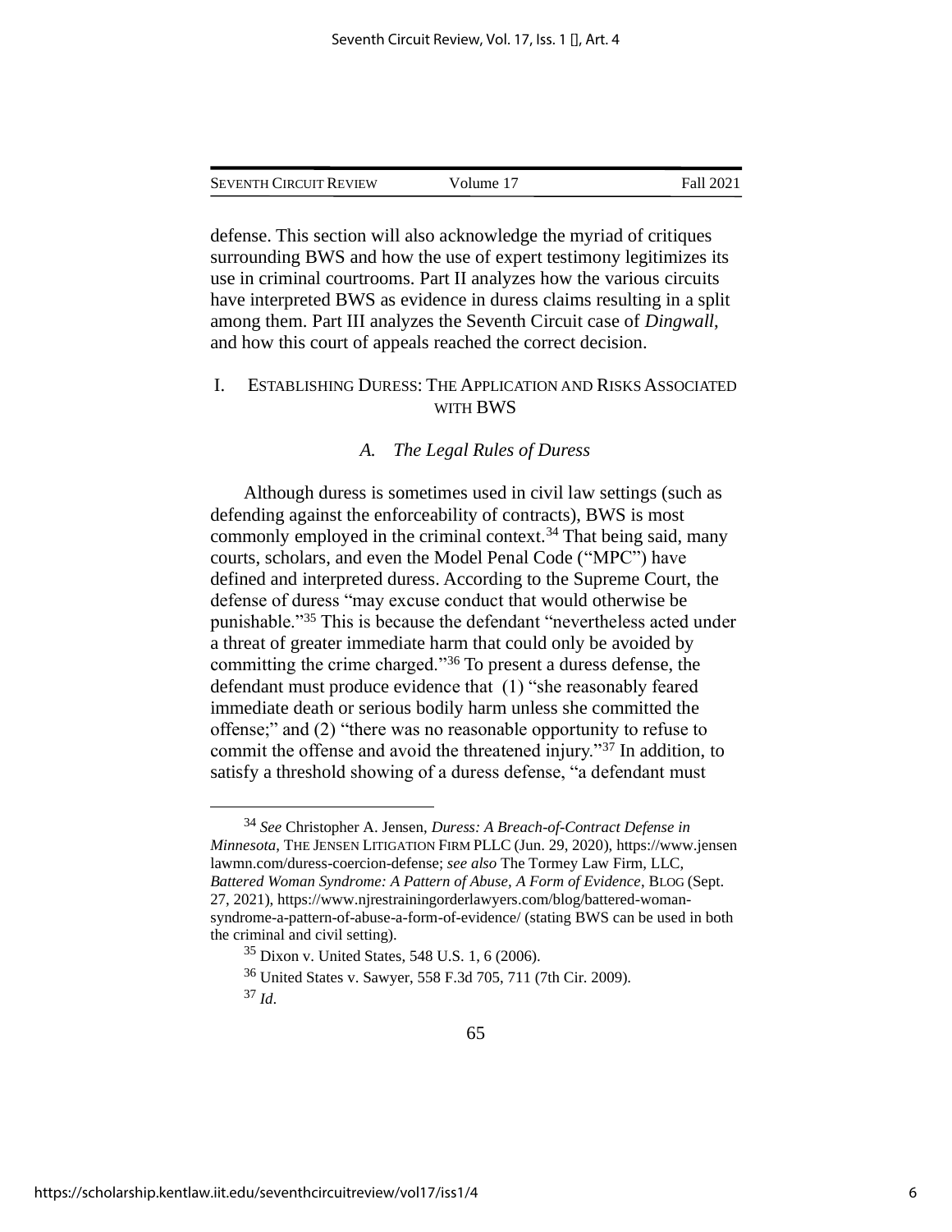defense. This section will also acknowledge the myriad of critiques surrounding BWS and how the use of expert testimony legitimizes its use in criminal courtrooms. Part II analyzes how the various circuits have interpreted BWS as evidence in duress claims resulting in a split among them. Part III analyzes the Seventh Circuit case of *Dingwall*, and how this court of appeals reached the correct decision.

## I. ESTABLISHING DURESS: THE APPLICATION AND RISKS ASSOCIATED WITH BWS

### *A. The Legal Rules of Duress*

Although duress is sometimes used in civil law settings (such as defending against the enforceability of contracts), BWS is most commonly employed in the criminal context.[34] That being said, many courts, scholars, and even the Model Penal Code ("MPC") have defined and interpreted duress. According to the Supreme Court, the defense of duress "may excuse conduct that would otherwise be punishable."[35] This is because the defendant "nevertheless acted under a threat of greater immediate harm that could only be avoided by committing the crime charged."[36] To present a duress defense, the defendant must produce evidence that (1) "she reasonably feared immediate death or serious bodily harm unless she committed the offense;" and (2) "there was no reasonable opportunity to refuse to commit the offense and avoid the threatened injury."[37] In addition, to satisfy a threshold showing of a duress defense, "a defendant must

---

[34] *See* Christopher A. Jensen, *Duress: A Breach-of-Contract Defense in Minnesota*, THE JENSEN LITIGATION FIRM PLLC (Jun. 29, 2020), https://www.jensenlawmn.com/duress-coercion-defense; *see also* The Tormey Law Firm, LLC, *Battered Woman Syndrome: A Pattern of Abuse, A Form of Evidence*, BLOG (Sept. 27, 2021), https://www.njrestrainingorderlawyers.com/blog/battered-woman-syndrome-a-pattern-of-abuse-a-form-of-evidence/ (stating BWS can be used in both the criminal and civil setting).

[35] Dixon v. United States, 548 U.S. 1, 6 (2006).

[36] United States v. Sawyer, 558 F.3d 705, 711 (7th Cir. 2009).

[37] *Id*.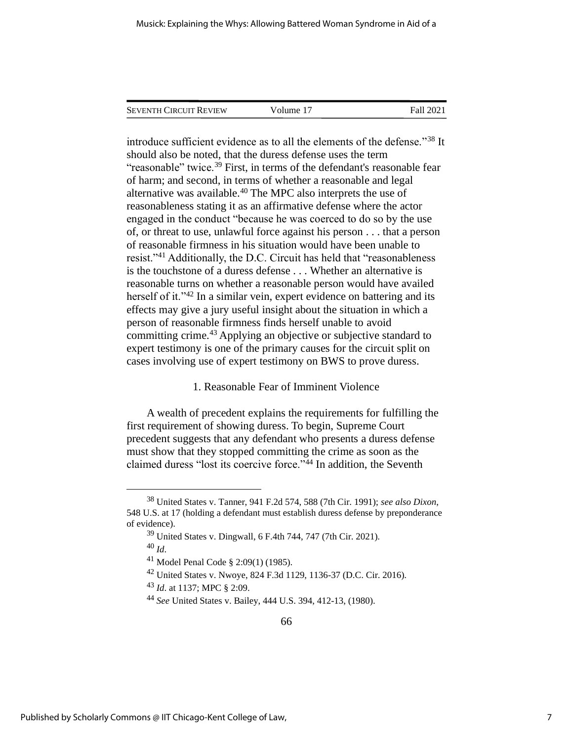introduce sufficient evidence as to all the elements of the defense."[38] It should also be noted, that the duress defense uses the term "reasonable" twice.[39] First, in terms of the defendant's reasonable fear of harm; and second, in terms of whether a reasonable and legal alternative was available.[40] The MPC also interprets the use of reasonableness stating it as an affirmative defense where the actor engaged in the conduct "because he was coerced to do so by the use of, or threat to use, unlawful force against his person . . . that a person of reasonable firmness in his situation would have been unable to resist."[41] Additionally, the D.C. Circuit has held that "reasonableness is the touchstone of a duress defense . . . Whether an alternative is reasonable turns on whether a reasonable person would have availed herself of it."[42] In a similar vein, expert evidence on battering and its effects may give a jury useful insight about the situation in which a person of reasonable firmness finds herself unable to avoid committing crime.[43] Applying an objective or subjective standard to expert testimony is one of the primary causes for the circuit split on cases involving use of expert testimony on BWS to prove duress.

### 1. Reasonable Fear of Imminent Violence

A wealth of precedent explains the requirements for fulfilling the first requirement of showing duress. To begin, Supreme Court precedent suggests that any defendant who presents a duress defense must show that they stopped committing the crime as soon as the claimed duress "lost its coercive force."[44] In addition, the Seventh

---

[38] United States v. Tanner, 941 F.2d 574, 588 (7th Cir. 1991); *see also Dixon*, 548 U.S. at 17 (holding a defendant must establish duress defense by preponderance of evidence).

[39] United States v. Dingwall, 6 F.4th 744, 747 (7th Cir. 2021).

[40] *Id*.

[41] Model Penal Code § 2:09(1) (1985).

[42] United States v. Nwoye, 824 F.3d 1129, 1136-37 (D.C. Cir. 2016).

[43] *Id*. at 1137; MPC § 2:09.

[44] *See* United States v. Bailey, 444 U.S. 394, 412-13, (1980).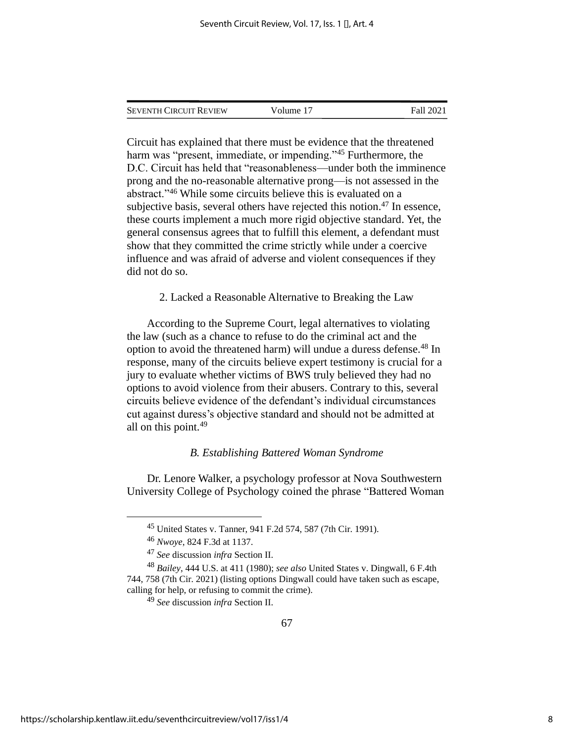Circuit has explained that there must be evidence that the threatened harm was "present, immediate, or impending."[45] Furthermore, the D.C. Circuit has held that "reasonableness—under both the imminence prong and the no-reasonable alternative prong—is not assessed in the abstract."[46] While some circuits believe this is evaluated on a subjective basis, several others have rejected this notion.[47] In essence, these courts implement a much more rigid objective standard. Yet, the general consensus agrees that to fulfill this element, a defendant must show that they committed the crime strictly while under a coercive influence and was afraid of adverse and violent consequences if they did not do so.

2. Lacked a Reasonable Alternative to Breaking the Law

According to the Supreme Court, legal alternatives to violating the law (such as a chance to refuse to do the criminal act and the option to avoid the threatened harm) will undue a duress defense.[48] In response, many of the circuits believe expert testimony is crucial for a jury to evaluate whether victims of BWS truly believed they had no options to avoid violence from their abusers. Contrary to this, several circuits believe evidence of the defendant's individual circumstances cut against duress's objective standard and should not be admitted at all on this point.[49]

### *B. Establishing Battered Woman Syndrome*

Dr. Lenore Walker, a psychology professor at Nova Southwestern University College of Psychology coined the phrase "Battered Woman

---

[45] United States v. Tanner, 941 F.2d 574, 587 (7th Cir. 1991).

[46] *Nwoye*, 824 F.3d at 1137.

[47] *See* discussion *infra* Section II.

[48] *Bailey*, 444 U.S. at 411 (1980); *see also* United States v. Dingwall, 6 F.4th 744, 758 (7th Cir. 2021) (listing options Dingwall could have taken such as escape, calling for help, or refusing to commit the crime).

[49] *See* discussion *infra* Section II.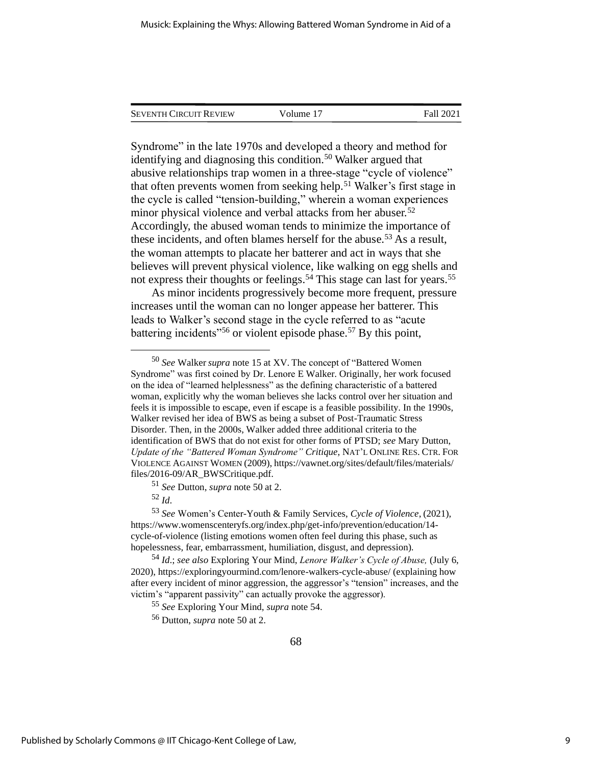Syndrome" in the late 1970s and developed a theory and method for identifying and diagnosing this condition.[50] Walker argued that abusive relationships trap women in a three-stage "cycle of violence" that often prevents women from seeking help.[51] Walker's first stage in the cycle is called "tension-building," wherein a woman experiences minor physical violence and verbal attacks from her abuser.[52] Accordingly, the abused woman tends to minimize the importance of these incidents, and often blames herself for the abuse.[53] As a result, the woman attempts to placate her batterer and act in ways that she believes will prevent physical violence, like walking on egg shells and not express their thoughts or feelings.[54] This stage can last for years.[55]

As minor incidents progressively become more frequent, pressure increases until the woman can no longer appease her batterer. This leads to Walker's second stage in the cycle referred to as "acute battering incidents"[56] or violent episode phase.[57] By this point,

---

[50] *See* Walker *supra* note 15 at XV. The concept of "Battered Women Syndrome" was first coined by Dr. Lenore E Walker. Originally, her work focused on the idea of "learned helplessness" as the defining characteristic of a battered woman, explicitly why the woman believes she lacks control over her situation and feels it is impossible to escape, even if escape is a feasible possibility. In the 1990s, Walker revised her idea of BWS as being a subset of Post-Traumatic Stress Disorder. Then, in the 2000s, Walker added three additional criteria to the identification of BWS that do not exist for other forms of PTSD; *see* Mary Dutton, *Update of the "Battered Woman Syndrome" Critique*, NAT'L ONLINE RES. CTR. FOR VIOLENCE AGAINST WOMEN (2009), https://vawnet.org/sites/default/files/materials/files/2016-09/AR_BWSCritique.pdf.

[51] *See* Dutton, *supra* note 50 at 2.

[52] *Id*.

[53] *See* Women's Center-Youth & Family Services, *Cycle of Violence*, (2021), https://www.womenscenteryfs.org/index.php/get-info/prevention/education/14-cycle-of-violence (listing emotions women often feel during this phase, such as hopelessness, fear, embarrassment, humiliation, disgust, and depression).

[54] *Id*.; *see also* Exploring Your Mind, *Lenore Walker's Cycle of Abuse,* (July 6, 2020), https://exploringyourmind.com/lenore-walkers-cycle-abuse/ (explaining how after every incident of minor aggression, the aggressor's "tension" increases, and the victim's "apparent passivity" can actually provoke the aggressor).

[55] *See* Exploring Your Mind, *supra* note 54.

[56] Dutton, *supra* note 50 at 2.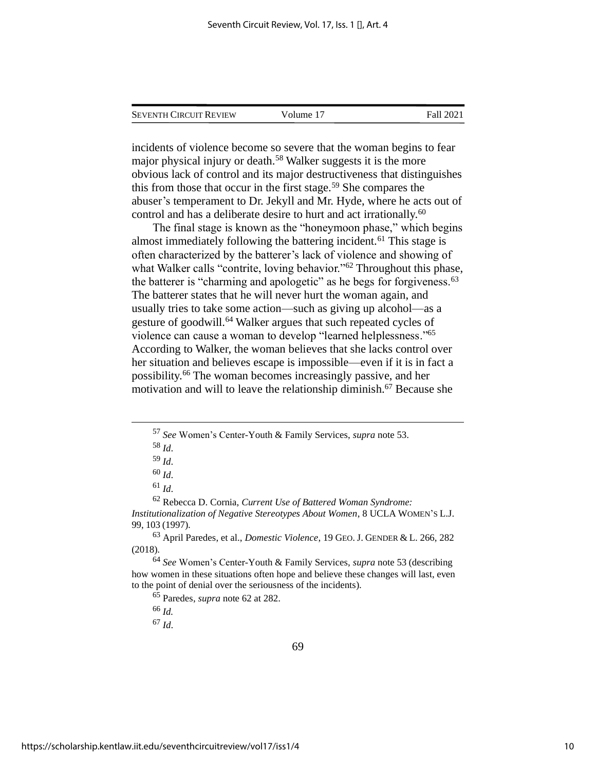incidents of violence become so severe that the woman begins to fear major physical injury or death.[58] Walker suggests it is the more obvious lack of control and its major destructiveness that distinguishes this from those that occur in the first stage.[59] She compares the abuser's temperament to Dr. Jekyll and Mr. Hyde, where he acts out of control and has a deliberate desire to hurt and act irrationally.[60]

The final stage is known as the "honeymoon phase," which begins almost immediately following the battering incident.[61] This stage is often characterized by the batterer's lack of violence and showing of what Walker calls "contrite, loving behavior."[62] Throughout this phase, the batterer is "charming and apologetic" as he begs for forgiveness.[63] The batterer states that he will never hurt the woman again, and usually tries to take some action—such as giving up alcohol—as a gesture of goodwill.[64] Walker argues that such repeated cycles of violence can cause a woman to develop "learned helplessness."[65] According to Walker, the woman believes that she lacks control over her situation and believes escape is impossible—even if it is in fact a possibility.[66] The woman becomes increasingly passive, and her motivation and will to leave the relationship diminish.[67] Because she

---

[57] *See* Women's Center-Youth & Family Services, *supra* note 53.

[58] *Id*.

[59] *Id*.

[60] *Id*.

[61] *Id*.

[62] Rebecca D. Cornia, *Current Use of Battered Woman Syndrome: Institutionalization of Negative Stereotypes About Women*, 8 UCLA WOMEN'S L.J. 99, 103 (1997).

[63] April Paredes, et al., *Domestic Violence*, 19 GEO. J. GENDER & L. 266, 282 (2018).

[64] *See* Women's Center-Youth & Family Services, *supra* note 53 (describing how women in these situations often hope and believe these changes will last, even to the point of denial over the seriousness of the incidents).

[65] Paredes, *supra* note 62 at 282.

[66] *Id.*

[67] *Id*.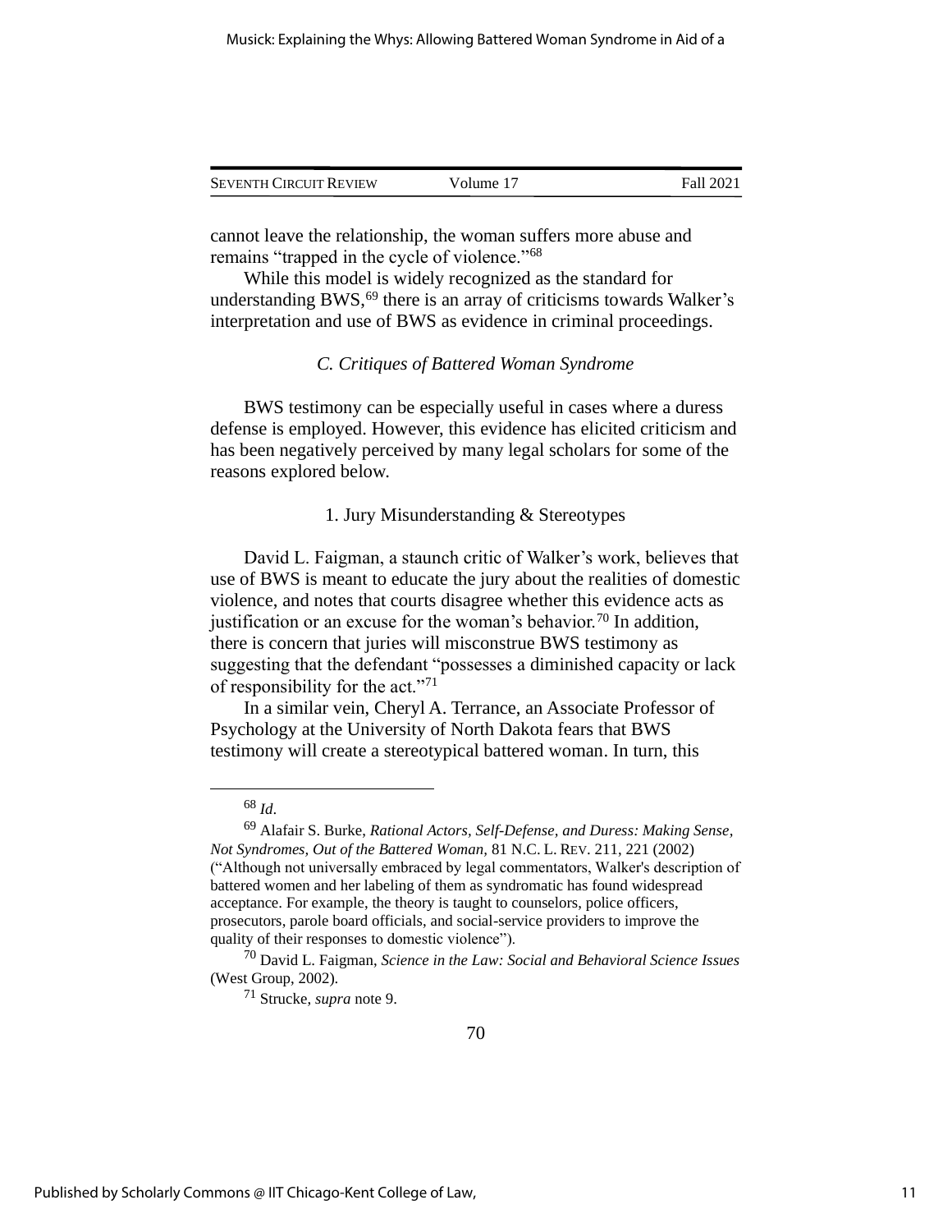cannot leave the relationship, the woman suffers more abuse and remains "trapped in the cycle of violence."[68]

While this model is widely recognized as the standard for understanding BWS,[69] there is an array of criticisms towards Walker's interpretation and use of BWS as evidence in criminal proceedings.

### *C. Critiques of Battered Woman Syndrome*

BWS testimony can be especially useful in cases where a duress defense is employed. However, this evidence has elicited criticism and has been negatively perceived by many legal scholars for some of the reasons explored below.

#### 1. Jury Misunderstanding & Stereotypes

David L. Faigman, a staunch critic of Walker's work, believes that use of BWS is meant to educate the jury about the realities of domestic violence, and notes that courts disagree whether this evidence acts as justification or an excuse for the woman's behavior.[70] In addition, there is concern that juries will misconstrue BWS testimony as suggesting that the defendant "possesses a diminished capacity or lack of responsibility for the act."[71]

In a similar vein, Cheryl A. Terrance, an Associate Professor of Psychology at the University of North Dakota fears that BWS testimony will create a stereotypical battered woman. In turn, this

---

[68] *Id*.

[69] Alafair S. Burke, *Rational Actors, Self-Defense, and Duress: Making Sense, Not Syndromes, Out of the Battered Woman*, 81 N.C. L. REV. 211, 221 (2002) ("Although not universally embraced by legal commentators, Walker's description of battered women and her labeling of them as syndromatic has found widespread acceptance. For example, the theory is taught to counselors, police officers, prosecutors, parole board officials, and social-service providers to improve the quality of their responses to domestic violence").

[70] David L. Faigman, *Science in the Law: Social and Behavioral Science Issues* (West Group, 2002).

[71] Strucke, *supra* note 9.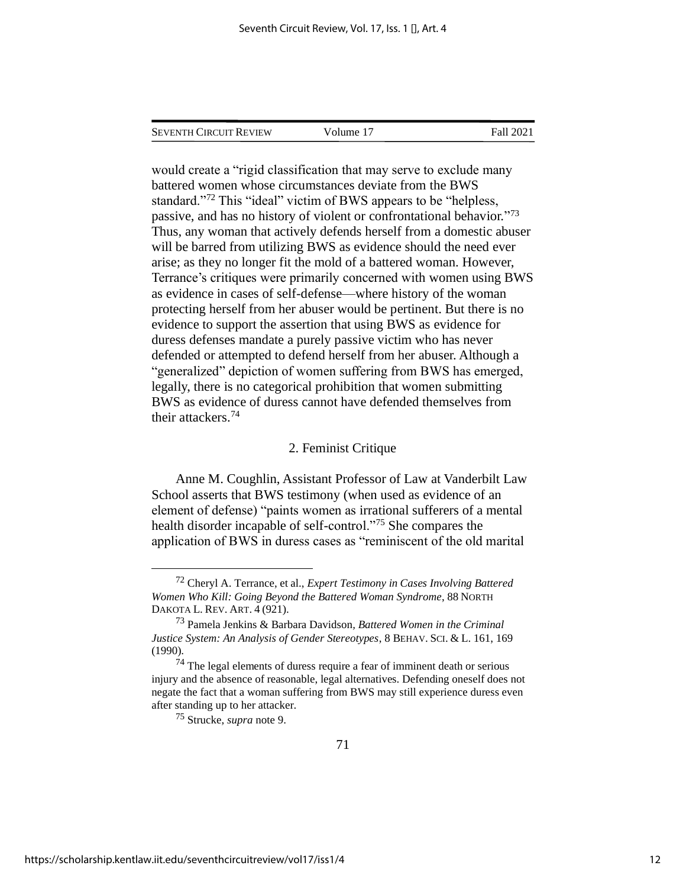would create a "rigid classification that may serve to exclude many battered women whose circumstances deviate from the BWS standard."[72] This "ideal" victim of BWS appears to be "helpless, passive, and has no history of violent or confrontational behavior."[73] Thus, any woman that actively defends herself from a domestic abuser will be barred from utilizing BWS as evidence should the need ever arise; as they no longer fit the mold of a battered woman. However, Terrance's critiques were primarily concerned with women using BWS as evidence in cases of self-defense—where history of the woman protecting herself from her abuser would be pertinent. But there is no evidence to support the assertion that using BWS as evidence for duress defenses mandate a purely passive victim who has never defended or attempted to defend herself from her abuser. Although a "generalized" depiction of women suffering from BWS has emerged, legally, there is no categorical prohibition that women submitting BWS as evidence of duress cannot have defended themselves from their attackers.[74]

### 2. Feminist Critique

Anne M. Coughlin, Assistant Professor of Law at Vanderbilt Law School asserts that BWS testimony (when used as evidence of an element of defense) "paints women as irrational sufferers of a mental health disorder incapable of self-control."[75] She compares the application of BWS in duress cases as "reminiscent of the old marital

---

[72] Cheryl A. Terrance, et al., *Expert Testimony in Cases Involving Battered Women Who Kill: Going Beyond the Battered Woman Syndrome*, 88 NORTH DAKOTA L. REV. ART. 4 (921).

[73] Pamela Jenkins & Barbara Davidson, *Battered Women in the Criminal Justice System: An Analysis of Gender Stereotypes*, 8 BEHAV. SCI. & L. 161, 169 (1990).

[74] The legal elements of duress require a fear of imminent death or serious injury and the absence of reasonable, legal alternatives. Defending oneself does not negate the fact that a woman suffering from BWS may still experience duress even after standing up to her attacker.

[75] Strucke, *supra* note 9.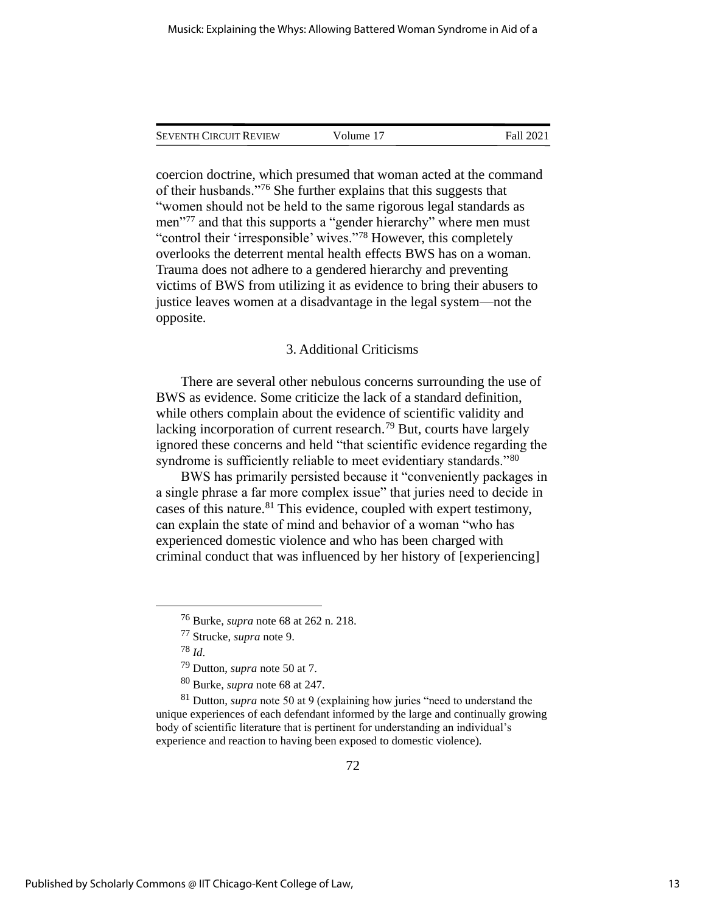coercion doctrine, which presumed that woman acted at the command of their husbands."[76] She further explains that this suggests that "women should not be held to the same rigorous legal standards as men"[77] and that this supports a "gender hierarchy" where men must "control their 'irresponsible' wives."[78] However, this completely overlooks the deterrent mental health effects BWS has on a woman. Trauma does not adhere to a gendered hierarchy and preventing victims of BWS from utilizing it as evidence to bring their abusers to justice leaves women at a disadvantage in the legal system—not the opposite.

### 3. Additional Criticisms

There are several other nebulous concerns surrounding the use of BWS as evidence. Some criticize the lack of a standard definition, while others complain about the evidence of scientific validity and lacking incorporation of current research.[79] But, courts have largely ignored these concerns and held "that scientific evidence regarding the syndrome is sufficiently reliable to meet evidentiary standards."[80]

BWS has primarily persisted because it "conveniently packages in a single phrase a far more complex issue" that juries need to decide in cases of this nature.[81] This evidence, coupled with expert testimony, can explain the state of mind and behavior of a woman "who has experienced domestic violence and who has been charged with criminal conduct that was influenced by her history of [experiencing]

---

[76] Burke, *supra* note 68 at 262 n. 218.

[77] Strucke, *supra* note 9.

[78] *Id*.

[79] Dutton, *supra* note 50 at 7.

[80] Burke, *supra* note 68 at 247.

[81] Dutton, *supra* note 50 at 9 (explaining how juries "need to understand the unique experiences of each defendant informed by the large and continually growing body of scientific literature that is pertinent for understanding an individual's experience and reaction to having been exposed to domestic violence).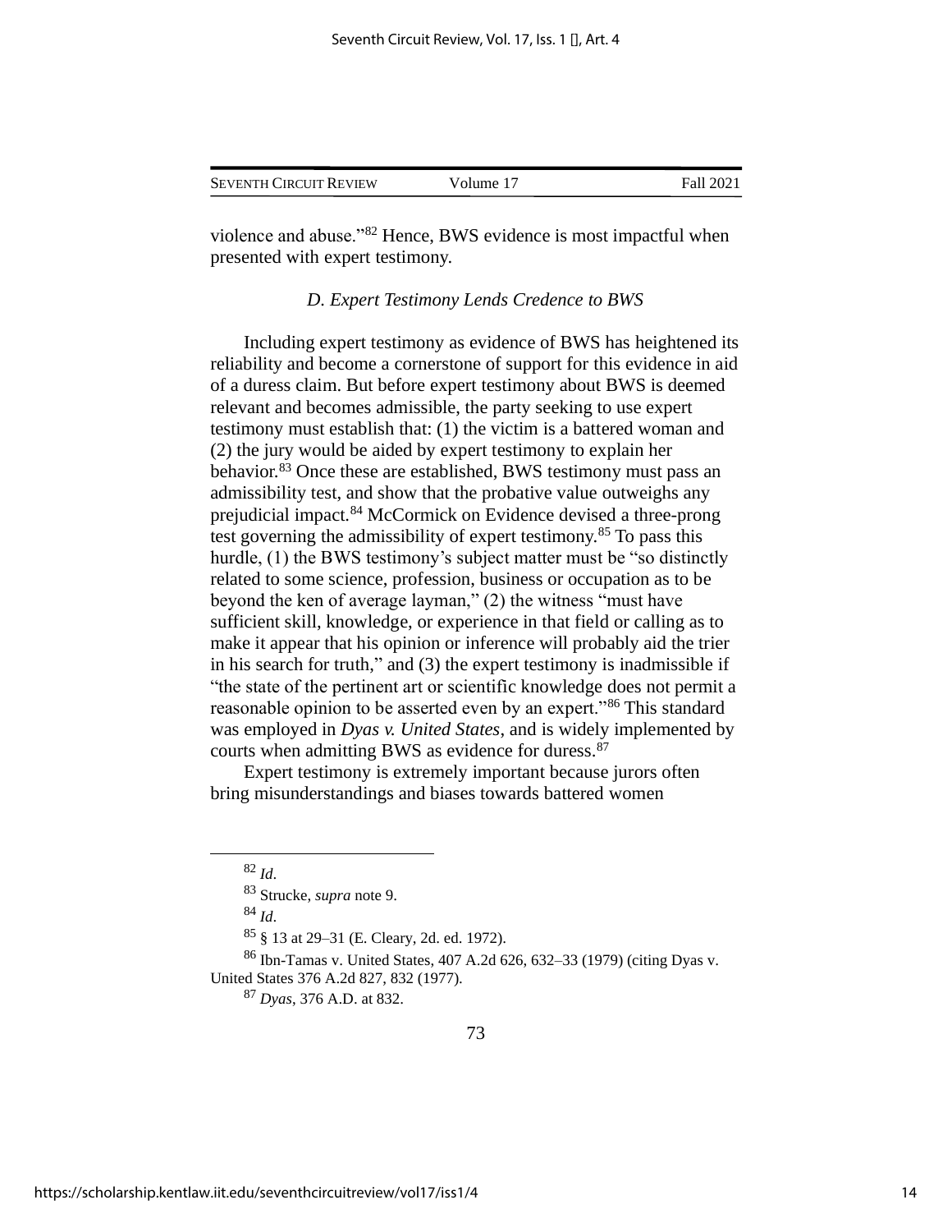violence and abuse."[82] Hence, BWS evidence is most impactful when presented with expert testimony.

### *D. Expert Testimony Lends Credence to BWS*

Including expert testimony as evidence of BWS has heightened its reliability and become a cornerstone of support for this evidence in aid of a duress claim. But before expert testimony about BWS is deemed relevant and becomes admissible, the party seeking to use expert testimony must establish that: (1) the victim is a battered woman and (2) the jury would be aided by expert testimony to explain her behavior.[83] Once these are established, BWS testimony must pass an admissibility test, and show that the probative value outweighs any prejudicial impact.[84] McCormick on Evidence devised a three-prong test governing the admissibility of expert testimony.[85] To pass this hurdle, (1) the BWS testimony's subject matter must be "so distinctly related to some science, profession, business or occupation as to be beyond the ken of average layman," (2) the witness "must have sufficient skill, knowledge, or experience in that field or calling as to make it appear that his opinion or inference will probably aid the trier in his search for truth," and (3) the expert testimony is inadmissible if "the state of the pertinent art or scientific knowledge does not permit a reasonable opinion to be asserted even by an expert."[86] This standard was employed in *Dyas v. United States*, and is widely implemented by courts when admitting BWS as evidence for duress.[87]

Expert testimony is extremely important because jurors often bring misunderstandings and biases towards battered women

---

[82] *Id*.

[83] Strucke, *supra* note 9.

[84] *Id*.

[85] § 13 at 29–31 (E. Cleary, 2d. ed. 1972).

[86] Ibn-Tamas v. United States, 407 A.2d 626, 632–33 (1979) (citing Dyas v. United States 376 A.2d 827, 832 (1977).

[87] *Dyas*, 376 A.D. at 832.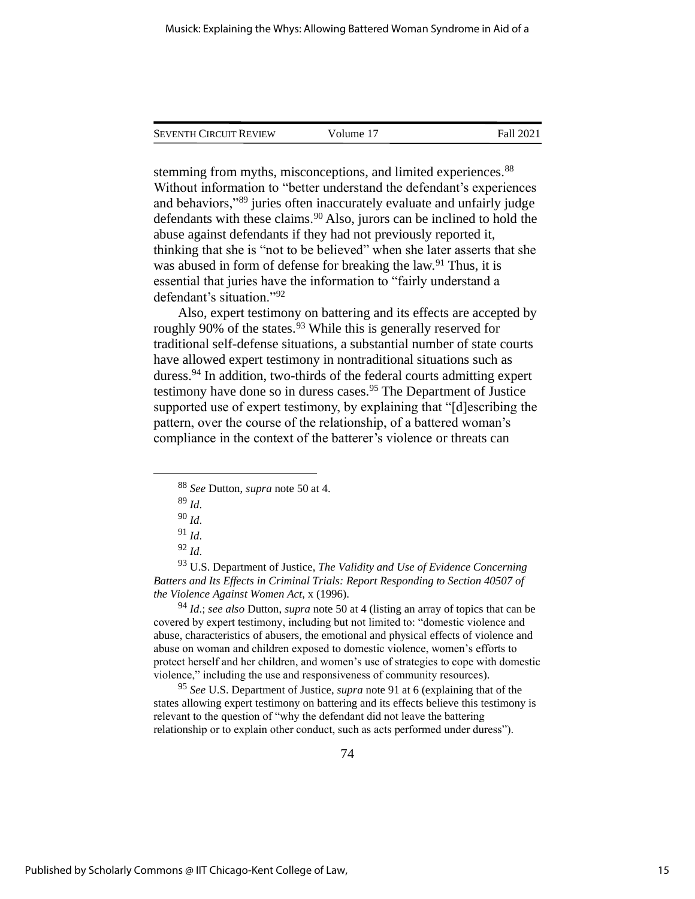stemming from myths, misconceptions, and limited experiences.[88] Without information to "better understand the defendant's experiences and behaviors,"[89] juries often inaccurately evaluate and unfairly judge defendants with these claims.[90] Also, jurors can be inclined to hold the abuse against defendants if they had not previously reported it, thinking that she is "not to be believed" when she later asserts that she was abused in form of defense for breaking the law.[91] Thus, it is essential that juries have the information to "fairly understand a defendant's situation."[92]

Also, expert testimony on battering and its effects are accepted by roughly 90% of the states.[93] While this is generally reserved for traditional self-defense situations, a substantial number of state courts have allowed expert testimony in nontraditional situations such as duress.[94] In addition, two-thirds of the federal courts admitting expert testimony have done so in duress cases.[95] The Department of Justice supported use of expert testimony, by explaining that "[d]escribing the pattern, over the course of the relationship, of a battered woman's compliance in the context of the batterer's violence or threats can

---

[88] *See* Dutton, *supra* note 50 at 4.

[89] *Id*.

[90] *Id*.

[91] *Id*.

[92] *Id*.

[93] U.S. Department of Justice, *The Validity and Use of Evidence Concerning Batters and Its Effects in Criminal Trials: Report Responding to Section 40507 of the Violence Against Women Act*, x (1996).

[94] *Id*.; *see also* Dutton, *supra* note 50 at 4 (listing an array of topics that can be covered by expert testimony, including but not limited to: "domestic violence and abuse, characteristics of abusers, the emotional and physical effects of violence and abuse on woman and children exposed to domestic violence, women's efforts to protect herself and her children, and women's use of strategies to cope with domestic violence," including the use and responsiveness of community resources).

[95] *See* U.S. Department of Justice, *supra* note 91 at 6 (explaining that of the states allowing expert testimony on battering and its effects believe this testimony is relevant to the question of "why the defendant did not leave the battering relationship or to explain other conduct, such as acts performed under duress").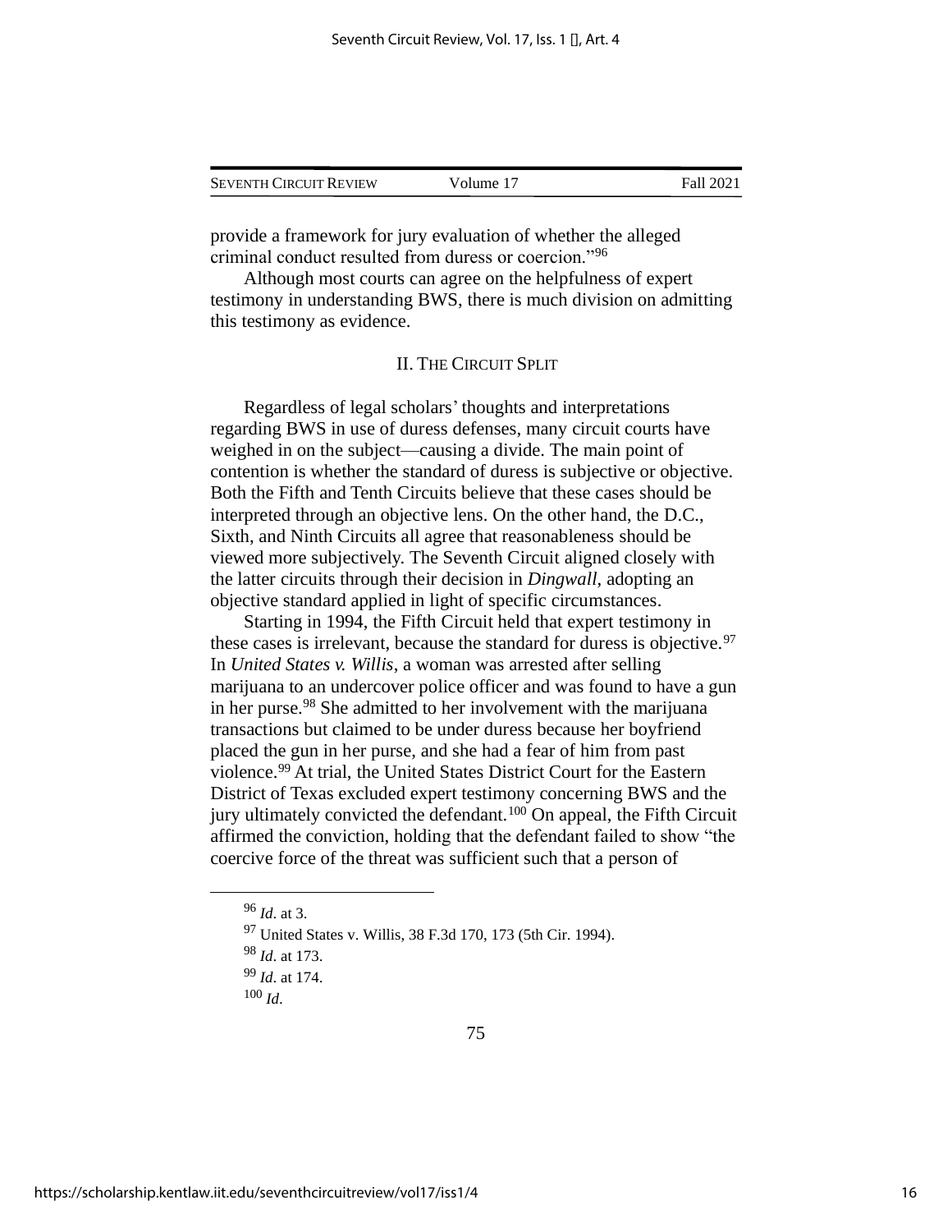provide a framework for jury evaluation of whether the alleged criminal conduct resulted from duress or coercion."[96]

Although most courts can agree on the helpfulness of expert testimony in understanding BWS, there is much division on admitting this testimony as evidence.

## II. The Circuit Split

Regardless of legal scholars' thoughts and interpretations regarding BWS in use of duress defenses, many circuit courts have weighed in on the subject—causing a divide. The main point of contention is whether the standard of duress is subjective or objective. Both the Fifth and Tenth Circuits believe that these cases should be interpreted through an objective lens. On the other hand, the D.C., Sixth, and Ninth Circuits all agree that reasonableness should be viewed more subjectively. The Seventh Circuit aligned closely with the latter circuits through their decision in *Dingwall*, adopting an objective standard applied in light of specific circumstances.

Starting in 1994, the Fifth Circuit held that expert testimony in these cases is irrelevant, because the standard for duress is objective.[97] In *United States v. Willis*, a woman was arrested after selling marijuana to an undercover police officer and was found to have a gun in her purse.[98] She admitted to her involvement with the marijuana transactions but claimed to be under duress because her boyfriend placed the gun in her purse, and she had a fear of him from past violence.[99] At trial, the United States District Court for the Eastern District of Texas excluded expert testimony concerning BWS and the jury ultimately convicted the defendant.[100] On appeal, the Fifth Circuit affirmed the conviction, holding that the defendant failed to show "the coercive force of the threat was sufficient such that a person of

---

[96] *Id*. at 3.

[97] United States v. Willis, 38 F.3d 170, 173 (5th Cir. 1994).

[98] *Id*. at 173.

[99] *Id*. at 174.

[100] *Id*.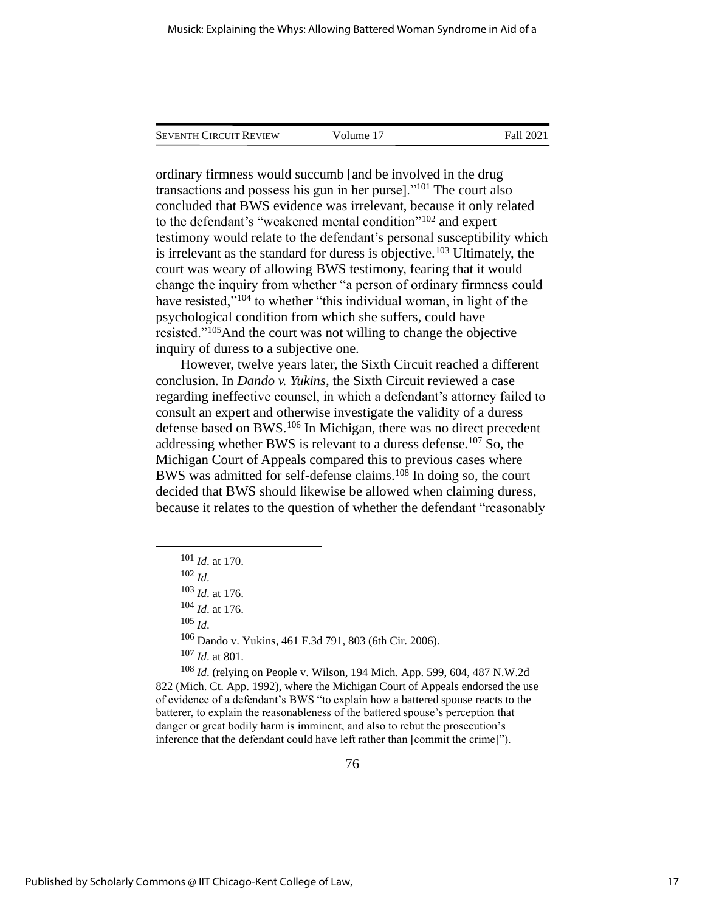ordinary firmness would succumb [and be involved in the drug transactions and possess his gun in her purse]."[101] The court also concluded that BWS evidence was irrelevant, because it only related to the defendant's "weakened mental condition"[102] and expert testimony would relate to the defendant's personal susceptibility which is irrelevant as the standard for duress is objective.[103] Ultimately, the court was weary of allowing BWS testimony, fearing that it would change the inquiry from whether "a person of ordinary firmness could have resisted,"[104] to whether "this individual woman, in light of the psychological condition from which she suffers, could have resisted."[105]And the court was not willing to change the objective inquiry of duress to a subjective one.

However, twelve years later, the Sixth Circuit reached a different conclusion. In *Dando v. Yukins*, the Sixth Circuit reviewed a case regarding ineffective counsel, in which a defendant's attorney failed to consult an expert and otherwise investigate the validity of a duress defense based on BWS.[106] In Michigan, there was no direct precedent addressing whether BWS is relevant to a duress defense.[107] So, the Michigan Court of Appeals compared this to previous cases where BWS was admitted for self-defense claims.[108] In doing so, the court decided that BWS should likewise be allowed when claiming duress, because it relates to the question of whether the defendant "reasonably

---

[101] *Id.* at 170.

[102] *Id.*

[103] *Id.* at 176.

[104] *Id.* at 176.

[105] *Id.*

[106] Dando v. Yukins, 461 F.3d 791, 803 (6th Cir. 2006).

[107] *Id.* at 801.

[108] *Id.* (relying on People v. Wilson, 194 Mich. App. 599, 604, 487 N.W.2d 822 (Mich. Ct. App. 1992), where the Michigan Court of Appeals endorsed the use of evidence of a defendant's BWS "to explain how a battered spouse reacts to the batterer, to explain the reasonableness of the battered spouse's perception that danger or great bodily harm is imminent, and also to rebut the prosecution's inference that the defendant could have left rather than [commit the crime]").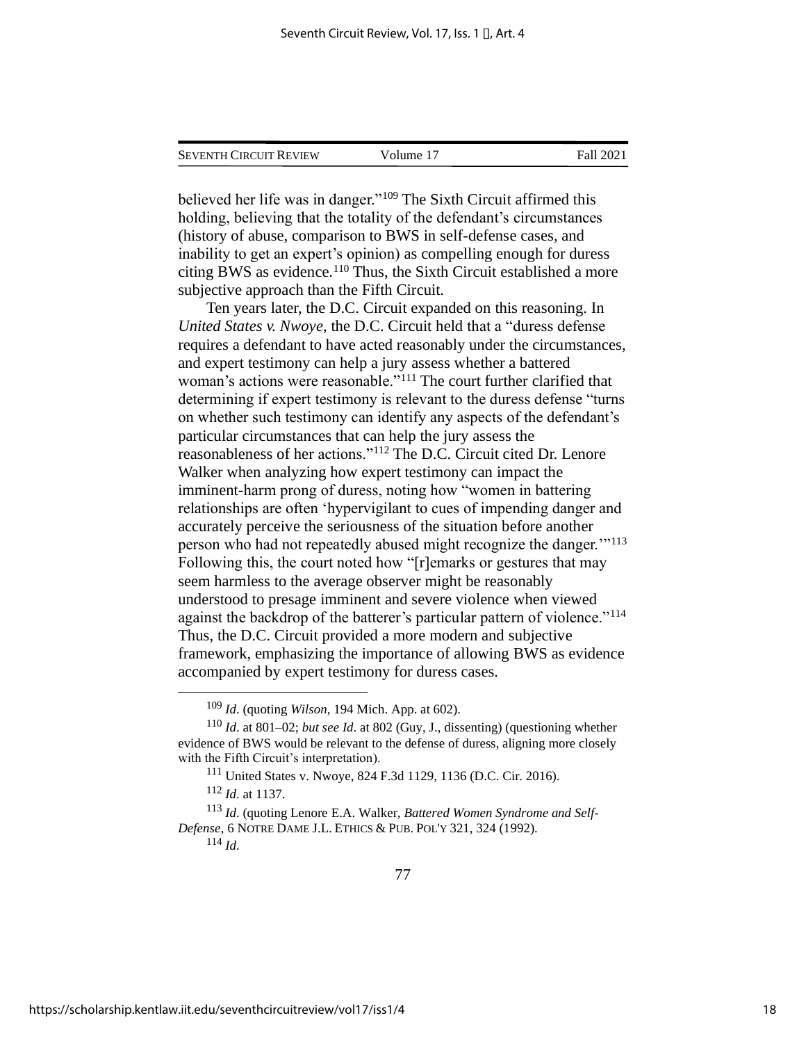believed her life was in danger."[109] The Sixth Circuit affirmed this holding, believing that the totality of the defendant's circumstances (history of abuse, comparison to BWS in self-defense cases, and inability to get an expert's opinion) as compelling enough for duress citing BWS as evidence.[110] Thus, the Sixth Circuit established a more subjective approach than the Fifth Circuit.

Ten years later, the D.C. Circuit expanded on this reasoning. In *United States v. Nwoye*, the D.C. Circuit held that a "duress defense requires a defendant to have acted reasonably under the circumstances, and expert testimony can help a jury assess whether a battered woman's actions were reasonable."[111] The court further clarified that determining if expert testimony is relevant to the duress defense "turns on whether such testimony can identify any aspects of the defendant's particular circumstances that can help the jury assess the reasonableness of her actions."[112] The D.C. Circuit cited Dr. Lenore Walker when analyzing how expert testimony can impact the imminent-harm prong of duress, noting how "women in battering relationships are often 'hypervigilant to cues of impending danger and accurately perceive the seriousness of the situation before another person who had not repeatedly abused might recognize the danger.'"[113] Following this, the court noted how "[r]emarks or gestures that may seem harmless to the average observer might be reasonably understood to presage imminent and severe violence when viewed against the backdrop of the batterer's particular pattern of violence."[114] Thus, the D.C. Circuit provided a more modern and subjective framework, emphasizing the importance of allowing BWS as evidence accompanied by expert testimony for duress cases.

---

[109] *Id*. (quoting *Wilson*, 194 Mich. App. at 602).

[110] *Id*. at 801–02; *but see Id*. at 802 (Guy, J., dissenting) (questioning whether evidence of BWS would be relevant to the defense of duress, aligning more closely with the Fifth Circuit's interpretation).

[111] United States v. Nwoye, 824 F.3d 1129, 1136 (D.C. Cir. 2016).

[112] *Id*. at 1137.

[113] *Id*. (quoting Lenore E.A. Walker, *Battered Women Syndrome and Self-Defense*, 6 NOTRE DAME J.L. ETHICS & PUB. POL'Y 321, 324 (1992).

[114] *Id*.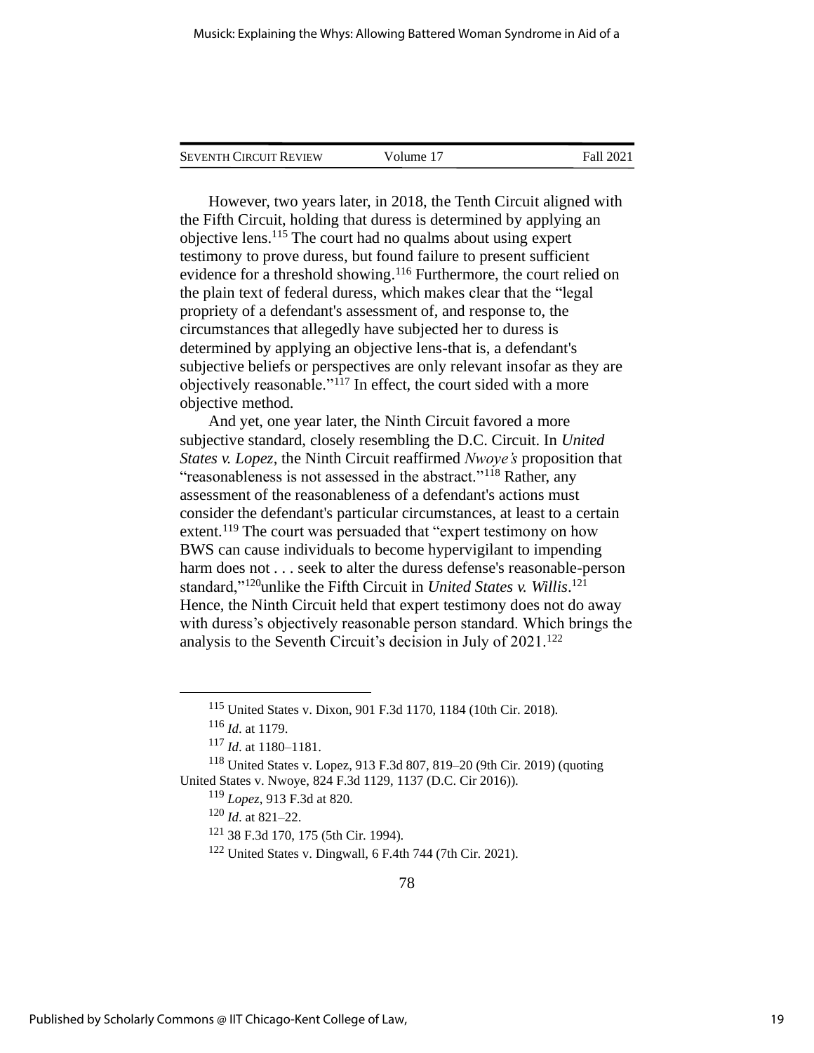However, two years later, in 2018, the Tenth Circuit aligned with the Fifth Circuit, holding that duress is determined by applying an objective lens.[115] The court had no qualms about using expert testimony to prove duress, but found failure to present sufficient evidence for a threshold showing.[116] Furthermore, the court relied on the plain text of federal duress, which makes clear that the "legal propriety of a defendant's assessment of, and response to, the circumstances that allegedly have subjected her to duress is determined by applying an objective lens-that is, a defendant's subjective beliefs or perspectives are only relevant insofar as they are objectively reasonable."[117] In effect, the court sided with a more objective method.

And yet, one year later, the Ninth Circuit favored a more subjective standard, closely resembling the D.C. Circuit. In *United States v. Lopez*, the Ninth Circuit reaffirmed *Nwoye's* proposition that "reasonableness is not assessed in the abstract."[118] Rather, any assessment of the reasonableness of a defendant's actions must consider the defendant's particular circumstances, at least to a certain extent.[119] The court was persuaded that "expert testimony on how BWS can cause individuals to become hypervigilant to impending harm does not . . . seek to alter the duress defense's reasonable-person standard,"[120]unlike the Fifth Circuit in *United States v. Willis*.[121] Hence, the Ninth Circuit held that expert testimony does not do away with duress's objectively reasonable person standard. Which brings the analysis to the Seventh Circuit's decision in July of 2021.[122]

---

[115] United States v. Dixon, 901 F.3d 1170, 1184 (10th Cir. 2018).

[116] *Id*. at 1179.

[117] *Id*. at 1180–1181.

[118] United States v. Lopez, 913 F.3d 807, 819–20 (9th Cir. 2019) (quoting United States v. Nwoye, 824 F.3d 1129, 1137 (D.C. Cir 2016)).

[119] *Lopez*, 913 F.3d at 820.

[120] *Id*. at 821–22.

[121] 38 F.3d 170, 175 (5th Cir. 1994).

[122] United States v. Dingwall, 6 F.4th 744 (7th Cir. 2021).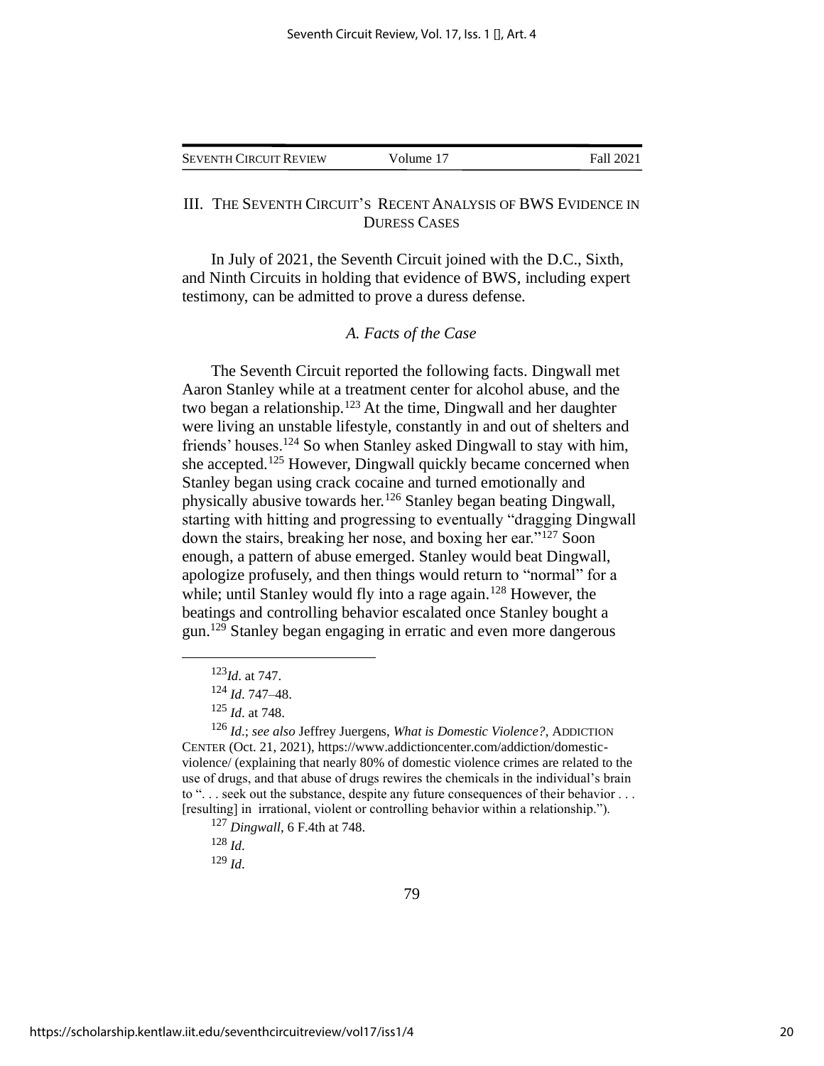## III. THE SEVENTH CIRCUIT'S RECENT ANALYSIS OF BWS EVIDENCE IN DURESS CASES

In July of 2021, the Seventh Circuit joined with the D.C., Sixth, and Ninth Circuits in holding that evidence of BWS, including expert testimony, can be admitted to prove a duress defense.

### *A. Facts of the Case*

The Seventh Circuit reported the following facts. Dingwall met Aaron Stanley while at a treatment center for alcohol abuse, and the two began a relationship.[123] At the time, Dingwall and her daughter were living an unstable lifestyle, constantly in and out of shelters and friends' houses.[124] So when Stanley asked Dingwall to stay with him, she accepted.[125] However, Dingwall quickly became concerned when Stanley began using crack cocaine and turned emotionally and physically abusive towards her.[126] Stanley began beating Dingwall, starting with hitting and progressing to eventually "dragging Dingwall down the stairs, breaking her nose, and boxing her ear."[127] Soon enough, a pattern of abuse emerged. Stanley would beat Dingwall, apologize profusely, and then things would return to "normal" for a while; until Stanley would fly into a rage again.[128] However, the beatings and controlling behavior escalated once Stanley bought a gun.[129] Stanley began engaging in erratic and even more dangerous

---

[123] *Id*. at 747.

[124] *Id*. 747–48.

[125] *Id*. at 748.

[126] *Id*.; *see also* Jeffrey Juergens, *What is Domestic Violence?*, ADDICTION CENTER (Oct. 21, 2021), https://www.addictioncenter.com/addiction/domestic-violence/ (explaining that nearly 80% of domestic violence crimes are related to the use of drugs, and that abuse of drugs rewires the chemicals in the individual's brain to ". . . seek out the substance, despite any future consequences of their behavior . . . [resulting] in irrational, violent or controlling behavior within a relationship.").

[127] *Dingwall*, 6 F.4th at 748.

[128] *Id*.

[129] *Id*.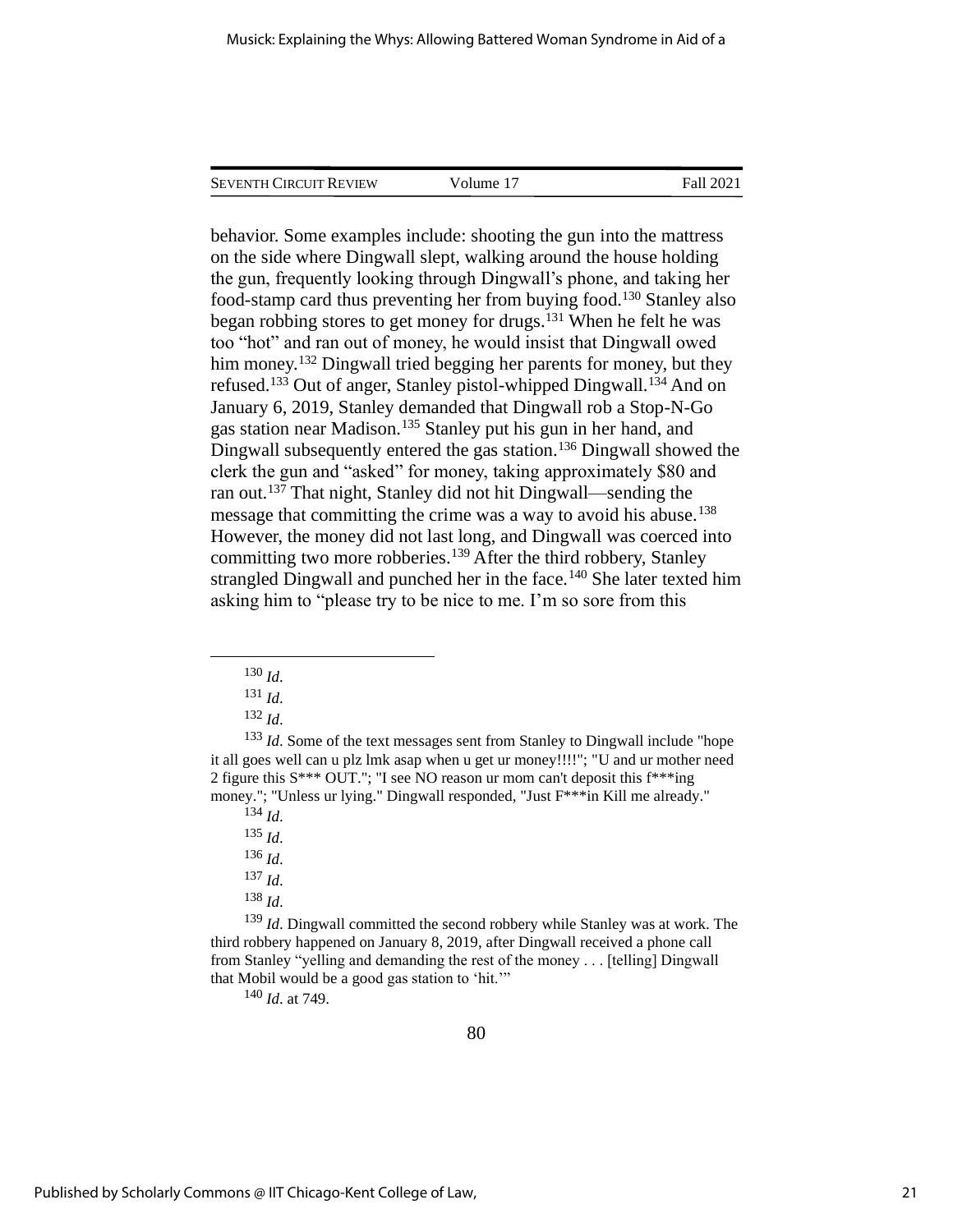behavior. Some examples include: shooting the gun into the mattress on the side where Dingwall slept, walking around the house holding the gun, frequently looking through Dingwall's phone, and taking her food-stamp card thus preventing her from buying food.[130] Stanley also began robbing stores to get money for drugs.[131] When he felt he was too "hot" and ran out of money, he would insist that Dingwall owed him money.[132] Dingwall tried begging her parents for money, but they refused.[133] Out of anger, Stanley pistol-whipped Dingwall.[134] And on January 6, 2019, Stanley demanded that Dingwall rob a Stop-N-Go gas station near Madison.[135] Stanley put his gun in her hand, and Dingwall subsequently entered the gas station.[136] Dingwall showed the clerk the gun and "asked" for money, taking approximately $80 and ran out.[137] That night, Stanley did not hit Dingwall—sending the message that committing the crime was a way to avoid his abuse.[138] However, the money did not last long, and Dingwall was coerced into committing two more robberies.[139] After the third robbery, Stanley strangled Dingwall and punched her in the face.[140] She later texted him asking him to "please try to be nice to me. I'm so sore from this

---

[130] *Id*.

[131] *Id*.

[132] *Id*.

[133] *Id*. Some of the text messages sent from Stanley to Dingwall include "hope it all goes well can u plz lmk asap when u get ur money!!!!"; "U and ur mother need 2 figure this S*** OUT."; "I see NO reason ur mom can't deposit this f***ing money."; "Unless ur lying." Dingwall responded, "Just F***in Kill me already."

[134] *Id*.

[135] *Id*.

[136] *Id*.

[137] *Id*.

[138] *Id*.

[139] *Id*. Dingwall committed the second robbery while Stanley was at work. The third robbery happened on January 8, 2019, after Dingwall received a phone call from Stanley "yelling and demanding the rest of the money . . . [telling] Dingwall that Mobil would be a good gas station to 'hit.'"

[140] *Id*. at 749.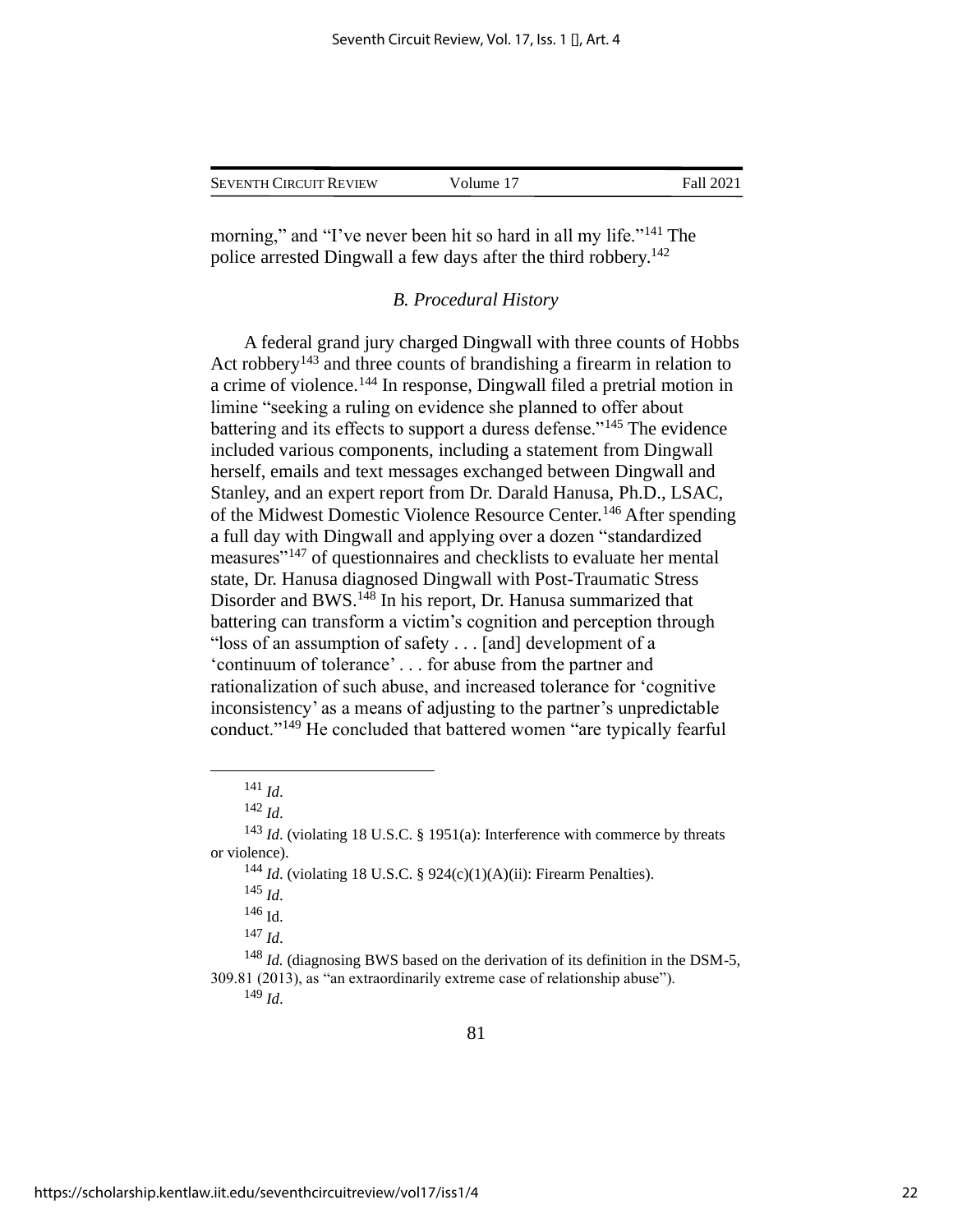morning," and "I've never been hit so hard in all my life."[141] The police arrested Dingwall a few days after the third robbery.[142]

### *B. Procedural History*

A federal grand jury charged Dingwall with three counts of Hobbs Act robbery[143] and three counts of brandishing a firearm in relation to a crime of violence.[144] In response, Dingwall filed a pretrial motion in limine "seeking a ruling on evidence she planned to offer about battering and its effects to support a duress defense."[145] The evidence included various components, including a statement from Dingwall herself, emails and text messages exchanged between Dingwall and Stanley, and an expert report from Dr. Darald Hanusa, Ph.D., LSAC, of the Midwest Domestic Violence Resource Center.[146] After spending a full day with Dingwall and applying over a dozen "standardized measures"[147] of questionnaires and checklists to evaluate her mental state, Dr. Hanusa diagnosed Dingwall with Post-Traumatic Stress Disorder and BWS.[148] In his report, Dr. Hanusa summarized that battering can transform a victim's cognition and perception through "loss of an assumption of safety . . . [and] development of a 'continuum of tolerance' . . . for abuse from the partner and rationalization of such abuse, and increased tolerance for 'cognitive inconsistency' as a means of adjusting to the partner's unpredictable conduct."[149] He concluded that battered women "are typically fearful

---

[141] *Id*.

[142] *Id*.

[143] *Id*. (violating 18 U.S.C. § 1951(a): Interference with commerce by threats or violence).

[144] *Id*. (violating 18 U.S.C. § 924(c)(1)(A)(ii): Firearm Penalties).

[145] *Id*.

[146] Id.

[147] *Id*.

[148] *Id.* (diagnosing BWS based on the derivation of its definition in the DSM-5, 309.81 (2013), as "an extraordinarily extreme case of relationship abuse").

[149] *Id*.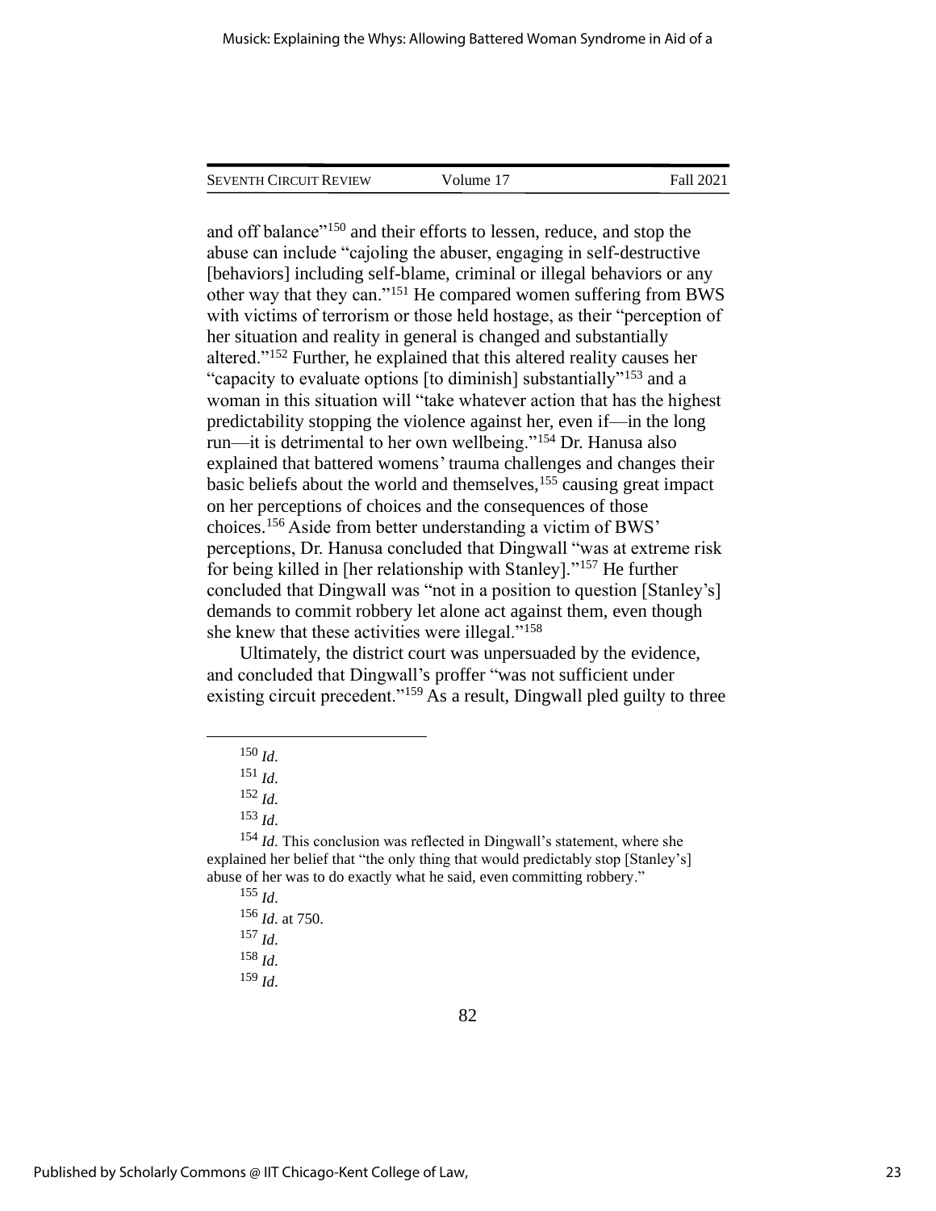and off balance"[150] and their efforts to lessen, reduce, and stop the abuse can include "cajoling the abuser, engaging in self-destructive [behaviors] including self-blame, criminal or illegal behaviors or any other way that they can."[151] He compared women suffering from BWS with victims of terrorism or those held hostage, as their "perception of her situation and reality in general is changed and substantially altered."[152] Further, he explained that this altered reality causes her "capacity to evaluate options [to diminish] substantially"[153] and a woman in this situation will "take whatever action that has the highest predictability stopping the violence against her, even if—in the long run—it is detrimental to her own wellbeing."[154] Dr. Hanusa also explained that battered womens' trauma challenges and changes their basic beliefs about the world and themselves,[155] causing great impact on her perceptions of choices and the consequences of those choices.[156] Aside from better understanding a victim of BWS' perceptions, Dr. Hanusa concluded that Dingwall "was at extreme risk for being killed in [her relationship with Stanley]."[157] He further concluded that Dingwall was "not in a position to question [Stanley's] demands to commit robbery let alone act against them, even though she knew that these activities were illegal."[158]

Ultimately, the district court was unpersuaded by the evidence, and concluded that Dingwall's proffer "was not sufficient under existing circuit precedent."[159] As a result, Dingwall pled guilty to three

---

[150] *Id.*

[151] *Id.*

[152] *Id.*

[153] *Id.*

[154] *Id.* This conclusion was reflected in Dingwall's statement, where she explained her belief that "the only thing that would predictably stop [Stanley's] abuse of her was to do exactly what he said, even committing robbery."

[155] *Id.*

[156] *Id.* at 750.

[157] *Id.*

[158] *Id.*

[159] *Id.*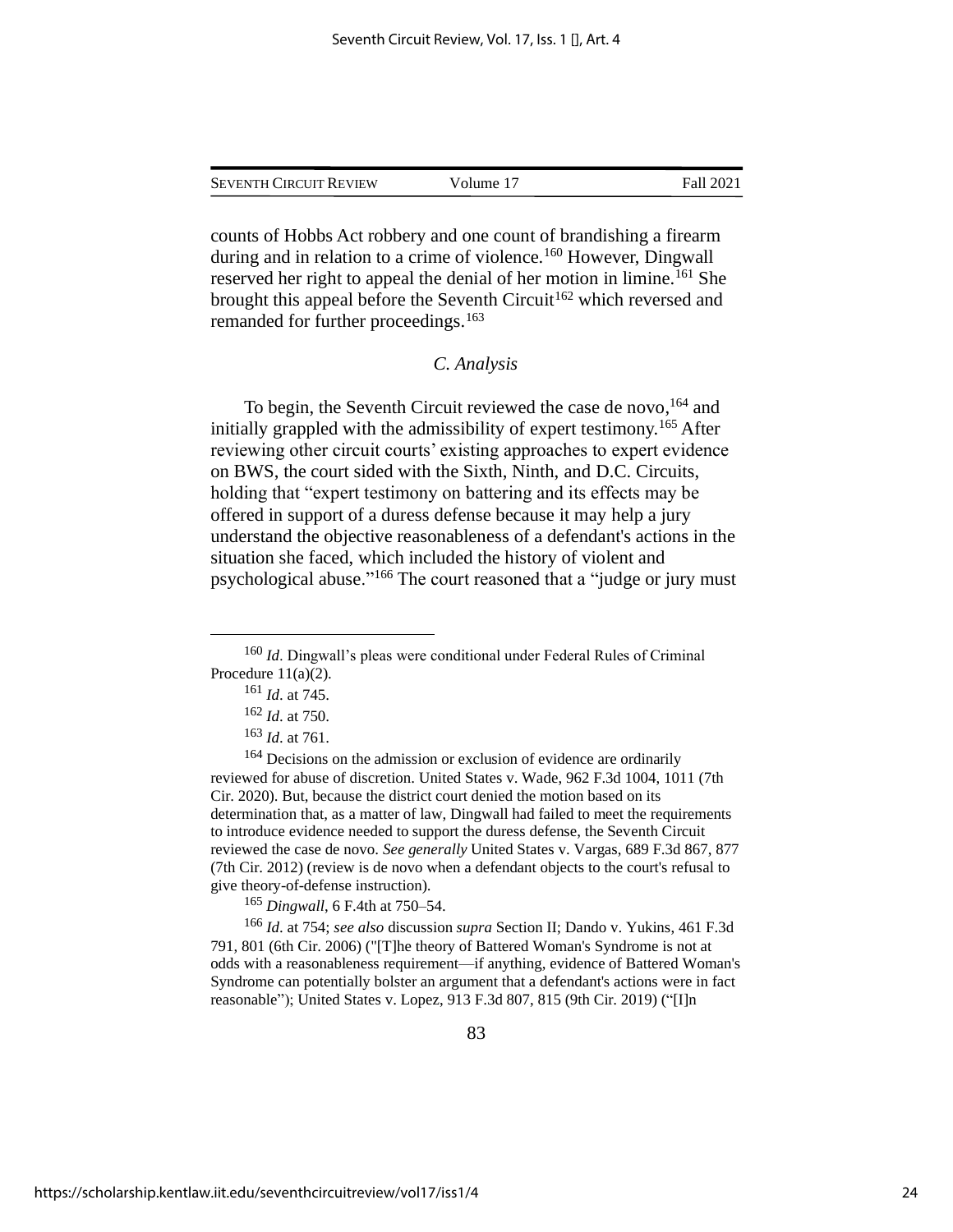counts of Hobbs Act robbery and one count of brandishing a firearm during and in relation to a crime of violence.[160] However, Dingwall reserved her right to appeal the denial of her motion in limine.[161] She brought this appeal before the Seventh Circuit[162] which reversed and remanded for further proceedings.[163]

### *C. Analysis*

To begin, the Seventh Circuit reviewed the case de novo,[164] and initially grappled with the admissibility of expert testimony.[165] After reviewing other circuit courts' existing approaches to expert evidence on BWS, the court sided with the Sixth, Ninth, and D.C. Circuits, holding that "expert testimony on battering and its effects may be offered in support of a duress defense because it may help a jury understand the objective reasonableness of a defendant's actions in the situation she faced, which included the history of violent and psychological abuse."[166] The court reasoned that a "judge or jury must

---

[160] *Id*. Dingwall's pleas were conditional under Federal Rules of Criminal Procedure 11(a)(2).

[161] *Id*. at 745.

[162] *Id*. at 750.

[163] *Id*. at 761.

[164] Decisions on the admission or exclusion of evidence are ordinarily reviewed for abuse of discretion. United States v. Wade, 962 F.3d 1004, 1011 (7th Cir. 2020). But, because the district court denied the motion based on its determination that, as a matter of law, Dingwall had failed to meet the requirements to introduce evidence needed to support the duress defense, the Seventh Circuit reviewed the case de novo. *See generally* United States v. Vargas, 689 F.3d 867, 877 (7th Cir. 2012) (review is de novo when a defendant objects to the court's refusal to give theory-of-defense instruction).

[165] *Dingwall*, 6 F.4th at 750–54.

[166] *Id*. at 754; *see also* discussion *supra* Section II; Dando v. Yukins, 461 F.3d 791, 801 (6th Cir. 2006) ("[T]he theory of Battered Woman's Syndrome is not at odds with a reasonableness requirement—if anything, evidence of Battered Woman's Syndrome can potentially bolster an argument that a defendant's actions were in fact reasonable"); United States v. Lopez, 913 F.3d 807, 815 (9th Cir. 2019) ("[I]n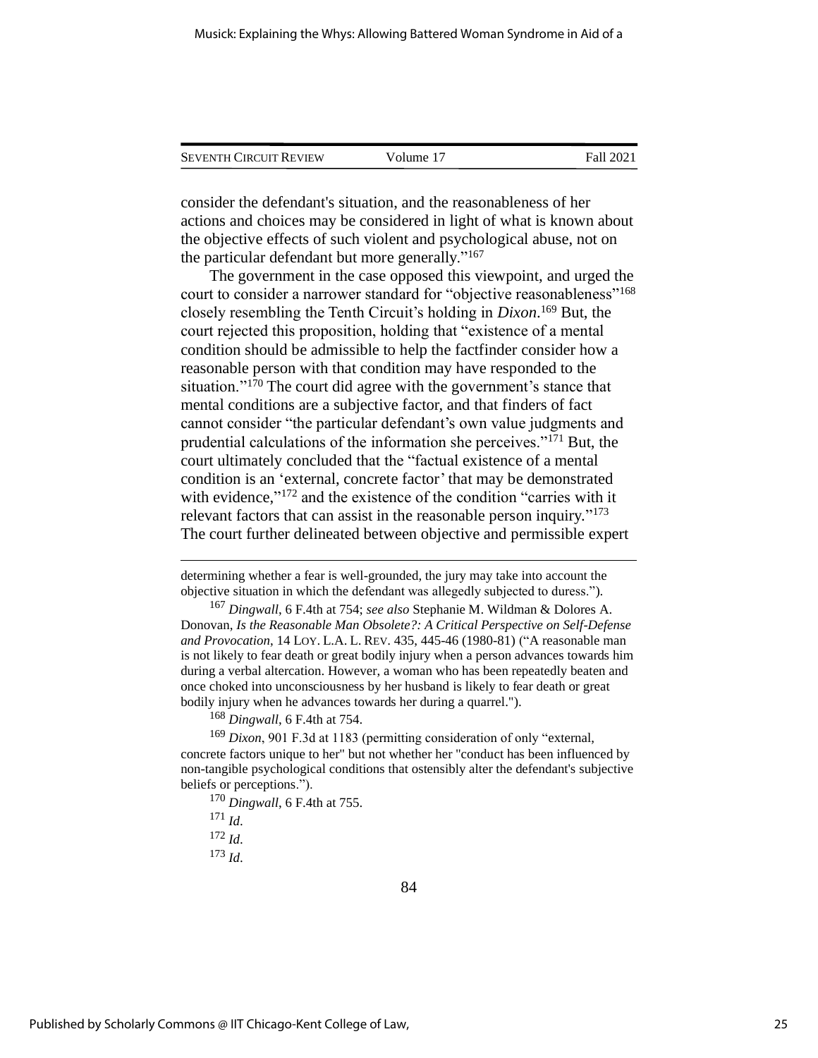consider the defendant's situation, and the reasonableness of her actions and choices may be considered in light of what is known about the objective effects of such violent and psychological abuse, not on the particular defendant but more generally."[167]

The government in the case opposed this viewpoint, and urged the court to consider a narrower standard for "objective reasonableness"[168] closely resembling the Tenth Circuit's holding in *Dixon*.[169] But, the court rejected this proposition, holding that "existence of a mental condition should be admissible to help the factfinder consider how a reasonable person with that condition may have responded to the situation."[170] The court did agree with the government's stance that mental conditions are a subjective factor, and that finders of fact cannot consider "the particular defendant's own value judgments and prudential calculations of the information she perceives."[171] But, the court ultimately concluded that the "factual existence of a mental condition is an 'external, concrete factor' that may be demonstrated with evidence,"[172] and the existence of the condition "carries with it relevant factors that can assist in the reasonable person inquiry."[173] The court further delineated between objective and permissible expert

---

determining whether a fear is well-grounded, the jury may take into account the objective situation in which the defendant was allegedly subjected to duress.").

[167] *Dingwall*, 6 F.4th at 754; *see also* Stephanie M. Wildman & Dolores A. Donovan, *Is the Reasonable Man Obsolete?: A Critical Perspective on Self-Defense and Provocation*, 14 LOY. L.A. L. REV. 435, 445-46 (1980-81) ("A reasonable man is not likely to fear death or great bodily injury when a person advances towards him during a verbal altercation. However, a woman who has been repeatedly beaten and once choked into unconsciousness by her husband is likely to fear death or great bodily injury when he advances towards her during a quarrel.").

[168] *Dingwall*, 6 F.4th at 754.

[169] *Dixon*, 901 F.3d at 1183 (permitting consideration of only "external, concrete factors unique to her" but not whether her "conduct has been influenced by non-tangible psychological conditions that ostensibly alter the defendant's subjective beliefs or perceptions.").

[170] *Dingwall*, 6 F.4th at 755.

[171] *Id*.

[172] *Id*.

[173] *Id*.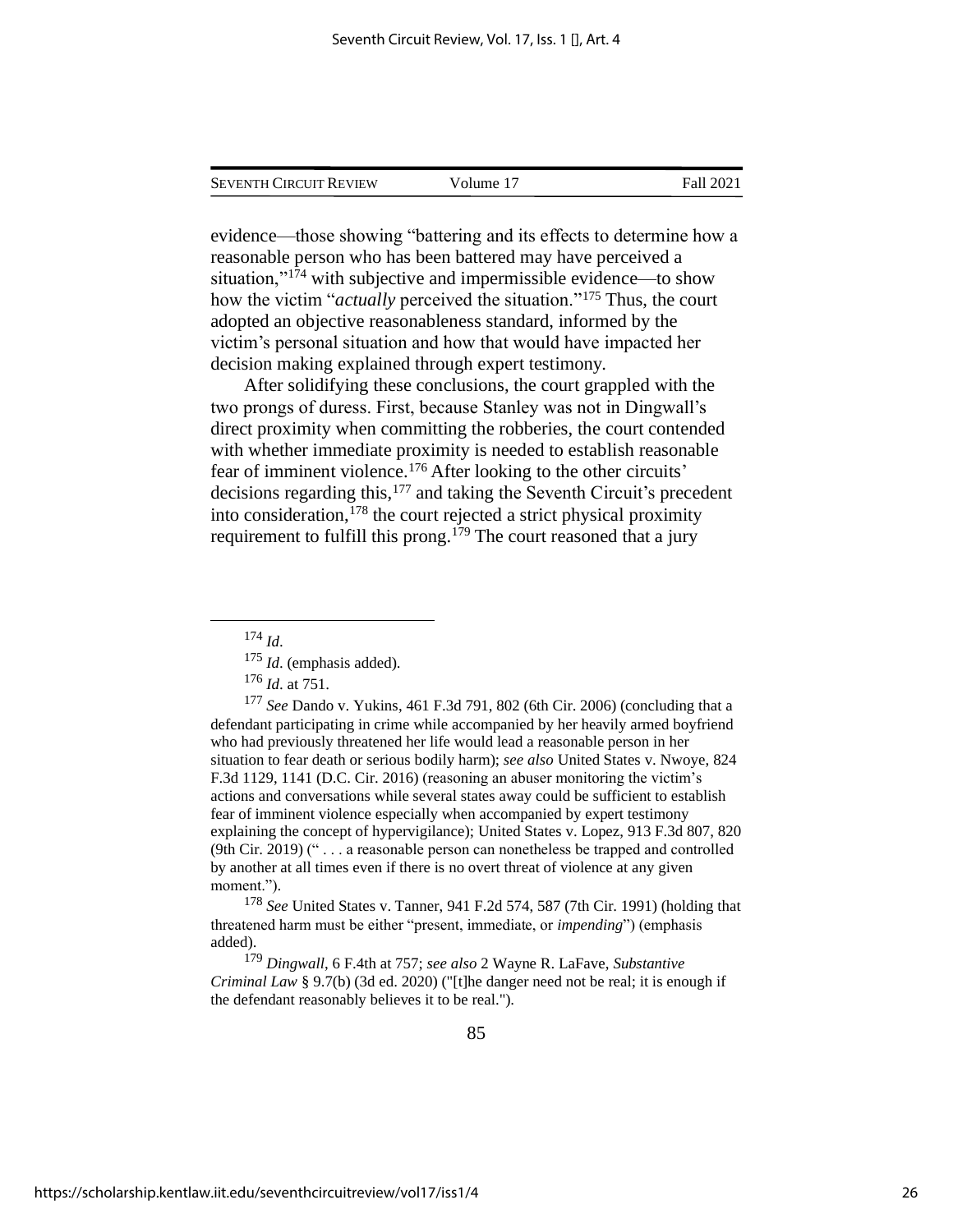evidence—those showing "battering and its effects to determine how a reasonable person who has been battered may have perceived a situation,"[174] with subjective and impermissible evidence—to show how the victim "*actually* perceived the situation."[175] Thus, the court adopted an objective reasonableness standard, informed by the victim's personal situation and how that would have impacted her decision making explained through expert testimony.

After solidifying these conclusions, the court grappled with the two prongs of duress. First, because Stanley was not in Dingwall's direct proximity when committing the robberies, the court contended with whether immediate proximity is needed to establish reasonable fear of imminent violence.[176] After looking to the other circuits' decisions regarding this,[177] and taking the Seventh Circuit's precedent into consideration,[178] the court rejected a strict physical proximity requirement to fulfill this prong.[179] The court reasoned that a jury

---

[174] *Id*.

[175] *Id*. (emphasis added).

[176] *Id*. at 751.

[177] *See* Dando v. Yukins, 461 F.3d 791, 802 (6th Cir. 2006) (concluding that a defendant participating in crime while accompanied by her heavily armed boyfriend who had previously threatened her life would lead a reasonable person in her situation to fear death or serious bodily harm); *see also* United States v. Nwoye, 824 F.3d 1129, 1141 (D.C. Cir. 2016) (reasoning an abuser monitoring the victim's actions and conversations while several states away could be sufficient to establish fear of imminent violence especially when accompanied by expert testimony explaining the concept of hypervigilance); United States v. Lopez, 913 F.3d 807, 820 (9th Cir. 2019) (" . . . a reasonable person can nonetheless be trapped and controlled by another at all times even if there is no overt threat of violence at any given moment.").

[178] *See* United States v. Tanner, 941 F.2d 574, 587 (7th Cir. 1991) (holding that threatened harm must be either "present, immediate, or *impending*") (emphasis added).

[179] *Dingwall*, 6 F.4th at 757; *see also* 2 Wayne R. LaFave, *Substantive Criminal Law* § 9.7(b) (3d ed. 2020) ("[t]he danger need not be real; it is enough if the defendant reasonably believes it to be real.").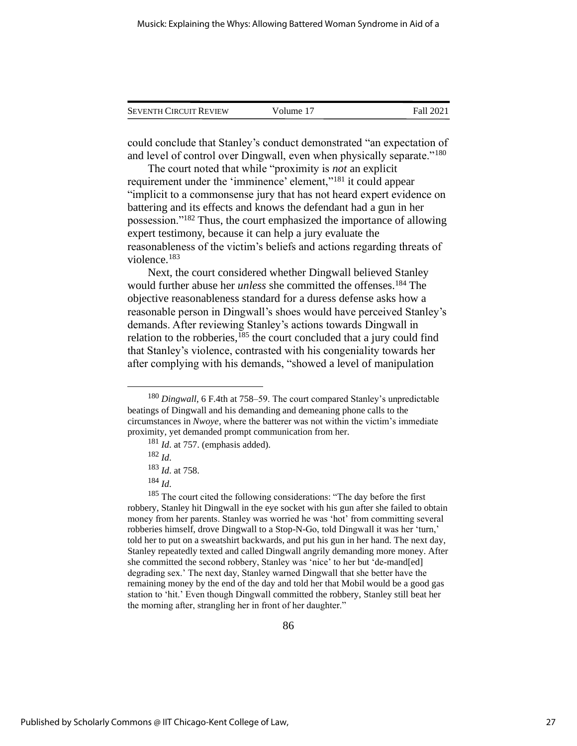could conclude that Stanley's conduct demonstrated "an expectation of and level of control over Dingwall, even when physically separate."[180]

The court noted that while "proximity is *not* an explicit requirement under the 'imminence' element,"[181] it could appear "implicit to a commonsense jury that has not heard expert evidence on battering and its effects and knows the defendant had a gun in her possession."[182] Thus, the court emphasized the importance of allowing expert testimony, because it can help a jury evaluate the reasonableness of the victim's beliefs and actions regarding threats of violence.[183]

Next, the court considered whether Dingwall believed Stanley would further abuse her *unless* she committed the offenses.[184] The objective reasonableness standard for a duress defense asks how a reasonable person in Dingwall's shoes would have perceived Stanley's demands. After reviewing Stanley's actions towards Dingwall in relation to the robberies,[185] the court concluded that a jury could find that Stanley's violence, contrasted with his congeniality towards her after complying with his demands, "showed a level of manipulation

---

[180] *Dingwall*, 6 F.4th at 758–59. The court compared Stanley's unpredictable beatings of Dingwall and his demanding and demeaning phone calls to the circumstances in *Nwoye*, where the batterer was not within the victim's immediate proximity, yet demanded prompt communication from her.

[181] *Id*. at 757. (emphasis added).

[182] *Id*.

[183] *Id*. at 758.

[184] *Id*.

[185] The court cited the following considerations: "The day before the first robbery, Stanley hit Dingwall in the eye socket with his gun after she failed to obtain money from her parents. Stanley was worried he was 'hot' from committing several robberies himself, drove Dingwall to a Stop-N-Go, told Dingwall it was her 'turn,' told her to put on a sweatshirt backwards, and put his gun in her hand. The next day, Stanley repeatedly texted and called Dingwall angrily demanding more money. After she committed the second robbery, Stanley was 'nice' to her but 'de-mand[ed] degrading sex.' The next day, Stanley warned Dingwall that she better have the remaining money by the end of the day and told her that Mobil would be a good gas station to 'hit.' Even though Dingwall committed the robbery, Stanley still beat her the morning after, strangling her in front of her daughter."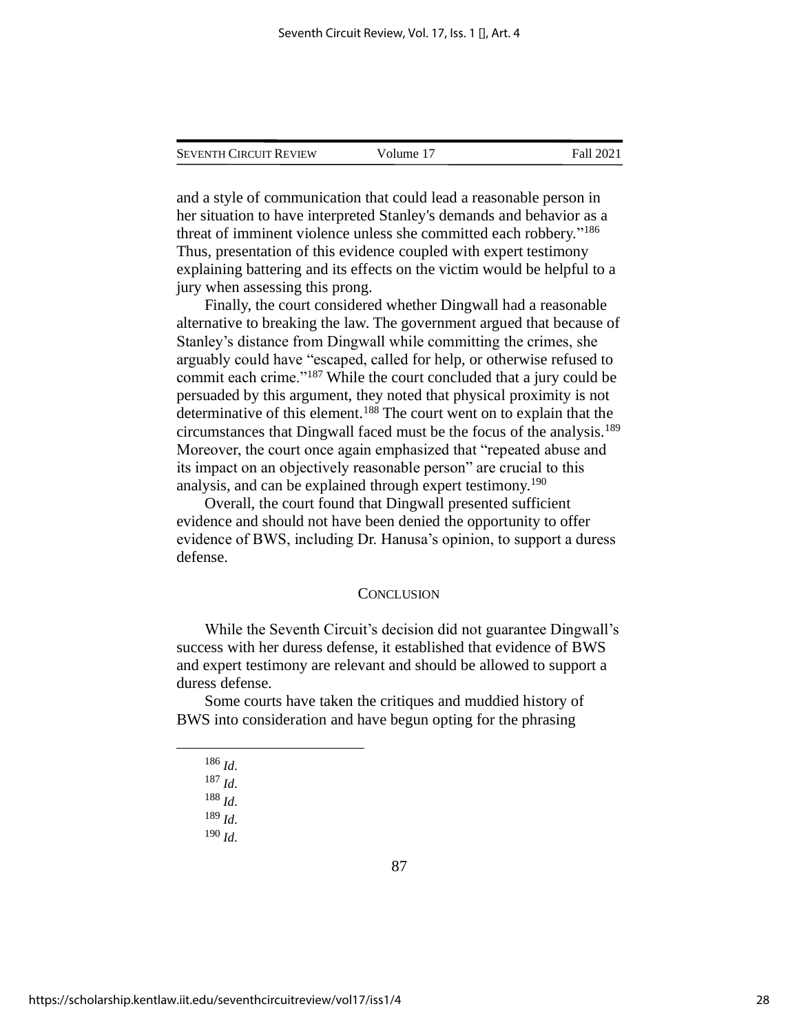and a style of communication that could lead a reasonable person in her situation to have interpreted Stanley's demands and behavior as a threat of imminent violence unless she committed each robbery."[186] Thus, presentation of this evidence coupled with expert testimony explaining battering and its effects on the victim would be helpful to a jury when assessing this prong.

Finally, the court considered whether Dingwall had a reasonable alternative to breaking the law. The government argued that because of Stanley's distance from Dingwall while committing the crimes, she arguably could have "escaped, called for help, or otherwise refused to commit each crime."[187] While the court concluded that a jury could be persuaded by this argument, they noted that physical proximity is not determinative of this element.[188] The court went on to explain that the circumstances that Dingwall faced must be the focus of the analysis.[189] Moreover, the court once again emphasized that "repeated abuse and its impact on an objectively reasonable person" are crucial to this analysis, and can be explained through expert testimony.[190]

Overall, the court found that Dingwall presented sufficient evidence and should not have been denied the opportunity to offer evidence of BWS, including Dr. Hanusa's opinion, to support a duress defense.

## CONCLUSION

While the Seventh Circuit's decision did not guarantee Dingwall's success with her duress defense, it established that evidence of BWS and expert testimony are relevant and should be allowed to support a duress defense.

Some courts have taken the critiques and muddied history of BWS into consideration and have begun opting for the phrasing

---

[186] *Id.*

[187] *Id.*

[188] *Id.*

[189] *Id.*

[190] *Id.*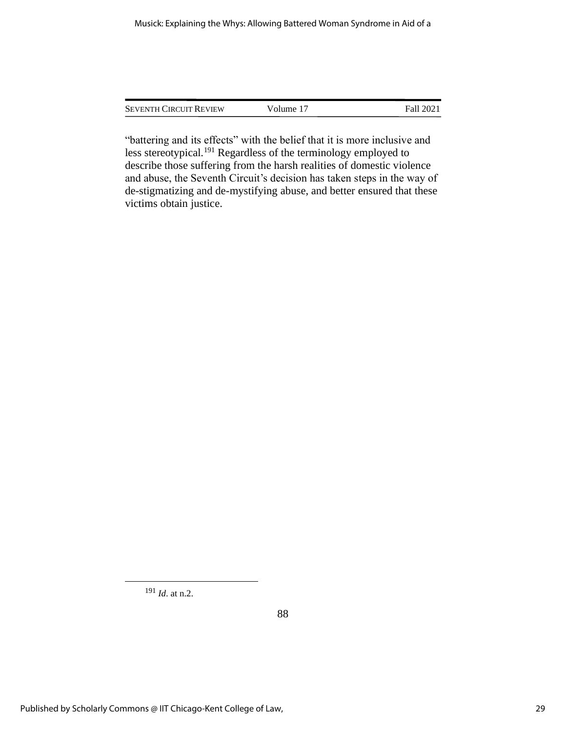"battering and its effects" with the belief that it is more inclusive and less stereotypical.[191] Regardless of the terminology employed to describe those suffering from the harsh realities of domestic violence and abuse, the Seventh Circuit's decision has taken steps in the way of de-stigmatizing and de-mystifying abuse, and better ensured that these victims obtain justice.

---

[191] *Id.* at n.2.